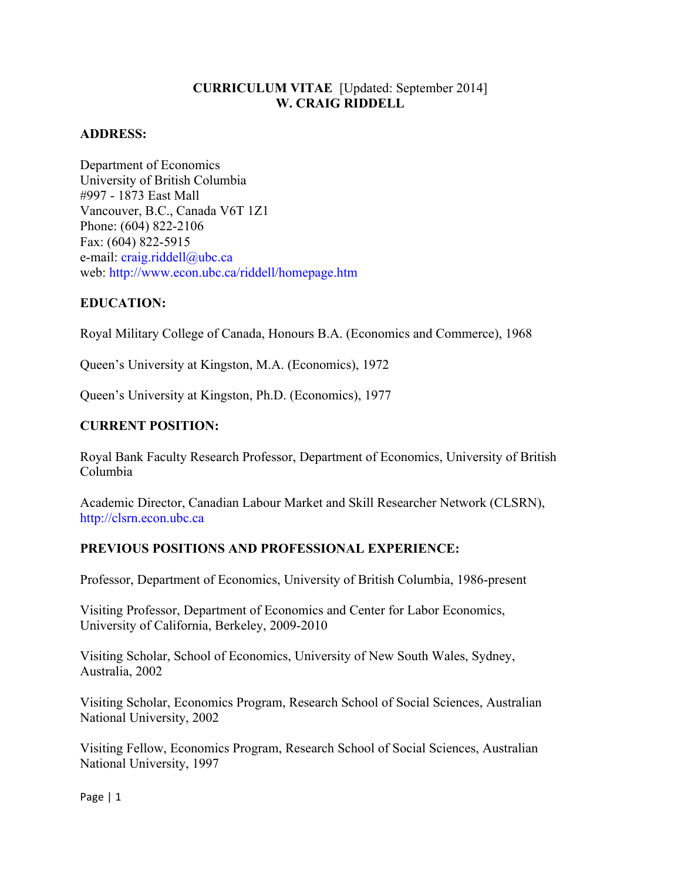# CURRICULUM VITAE [Updated: September 2014]
# W. CRAIG RIDDELL

## ADDRESS:

Department of Economics
University of British Columbia
#997 - 1873 East Mall
Vancouver, B.C., Canada V6T 1Z1
Phone: (604) 822-2106
Fax: (604) 822-5915
e-mail: craig.riddell@ubc.ca
web: http://www.econ.ubc.ca/riddell/homepage.htm

## EDUCATION:

Royal Military College of Canada, Honours B.A. (Economics and Commerce), 1968

Queen's University at Kingston, M.A. (Economics), 1972

Queen's University at Kingston, Ph.D. (Economics), 1977

## CURRENT POSITION:

Royal Bank Faculty Research Professor, Department of Economics, University of British Columbia

Academic Director, Canadian Labour Market and Skill Researcher Network (CLSRN), http://clsrn.econ.ubc.ca

## PREVIOUS POSITIONS AND PROFESSIONAL EXPERIENCE:

Professor, Department of Economics, University of British Columbia, 1986-present

Visiting Professor, Department of Economics and Center for Labor Economics, University of California, Berkeley, 2009-2010

Visiting Scholar, School of Economics, University of New South Wales, Sydney, Australia, 2002

Visiting Scholar, Economics Program, Research School of Social Sciences, Australian National University, 2002

Visiting Fellow, Economics Program, Research School of Social Sciences, Australian National University, 1997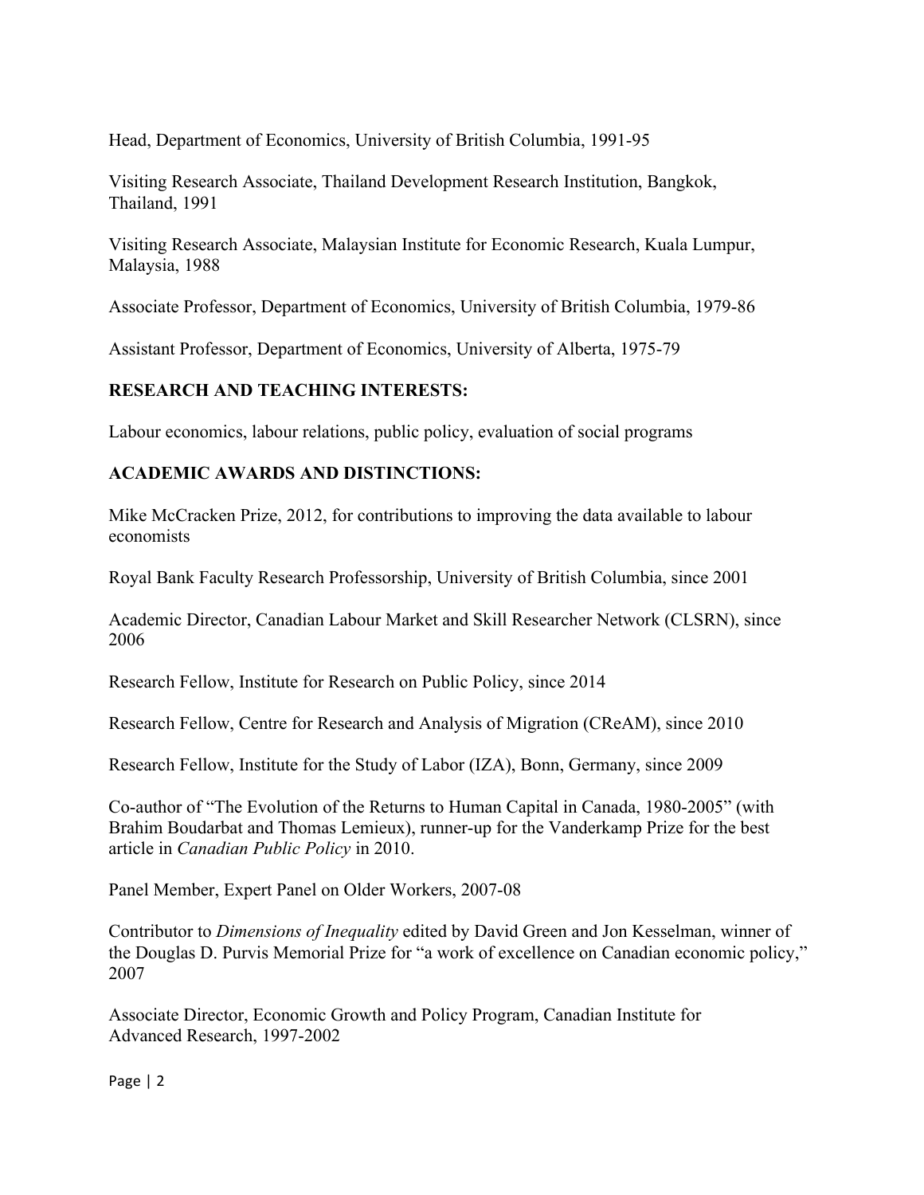Head, Department of Economics, University of British Columbia, 1991-95

Visiting Research Associate, Thailand Development Research Institution, Bangkok, Thailand, 1991

Visiting Research Associate, Malaysian Institute for Economic Research, Kuala Lumpur, Malaysia, 1988

Associate Professor, Department of Economics, University of British Columbia, 1979-86

Assistant Professor, Department of Economics, University of Alberta, 1975-79

## RESEARCH AND TEACHING INTERESTS:

Labour economics, labour relations, public policy, evaluation of social programs

## ACADEMIC AWARDS AND DISTINCTIONS:

Mike McCracken Prize, 2012, for contributions to improving the data available to labour economists

Royal Bank Faculty Research Professorship, University of British Columbia, since 2001

Academic Director, Canadian Labour Market and Skill Researcher Network (CLSRN), since 2006

Research Fellow, Institute for Research on Public Policy, since 2014

Research Fellow, Centre for Research and Analysis of Migration (CReAM), since 2010

Research Fellow, Institute for the Study of Labor (IZA), Bonn, Germany, since 2009

Co-author of "The Evolution of the Returns to Human Capital in Canada, 1980-2005" (with Brahim Boudarbat and Thomas Lemieux), runner-up for the Vanderkamp Prize for the best article in *Canadian Public Policy* in 2010.

Panel Member, Expert Panel on Older Workers, 2007-08

Contributor to *Dimensions of Inequality* edited by David Green and Jon Kesselman, winner of the Douglas D. Purvis Memorial Prize for "a work of excellence on Canadian economic policy," 2007

Associate Director, Economic Growth and Policy Program, Canadian Institute for Advanced Research, 1997-2002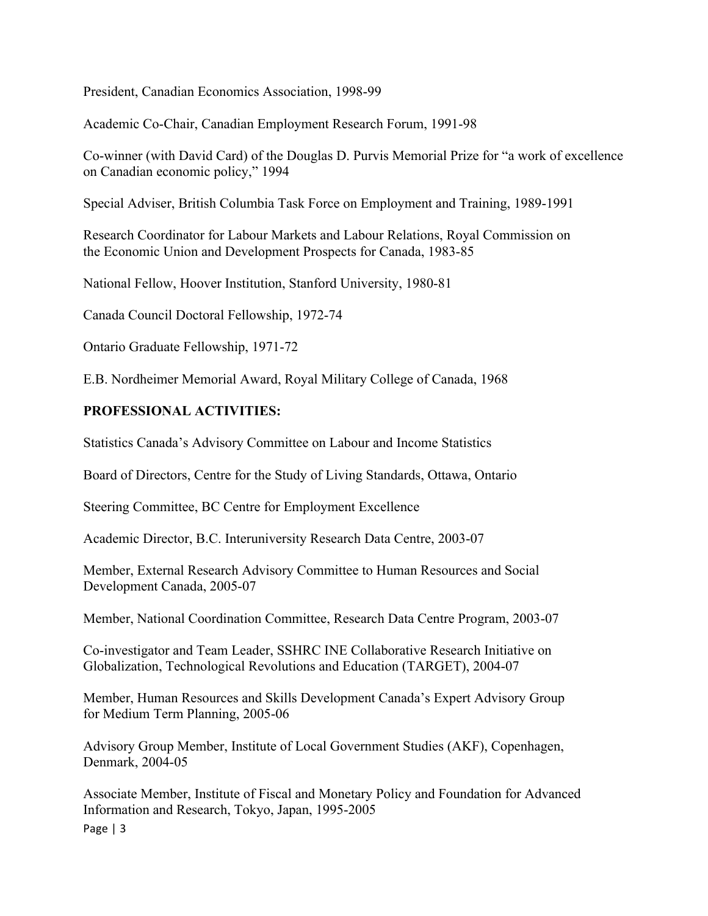President, Canadian Economics Association, 1998-99

Academic Co-Chair, Canadian Employment Research Forum, 1991-98

Co-winner (with David Card) of the Douglas D. Purvis Memorial Prize for "a work of excellence on Canadian economic policy," 1994

Special Adviser, British Columbia Task Force on Employment and Training, 1989-1991

Research Coordinator for Labour Markets and Labour Relations, Royal Commission on the Economic Union and Development Prospects for Canada, 1983-85

National Fellow, Hoover Institution, Stanford University, 1980-81

Canada Council Doctoral Fellowship, 1972-74

Ontario Graduate Fellowship, 1971-72

E.B. Nordheimer Memorial Award, Royal Military College of Canada, 1968

**PROFESSIONAL ACTIVITIES:**

Statistics Canada's Advisory Committee on Labour and Income Statistics

Board of Directors, Centre for the Study of Living Standards, Ottawa, Ontario

Steering Committee, BC Centre for Employment Excellence

Academic Director, B.C. Interuniversity Research Data Centre, 2003-07

Member, External Research Advisory Committee to Human Resources and Social Development Canada, 2005-07

Member, National Coordination Committee, Research Data Centre Program, 2003-07

Co-investigator and Team Leader, SSHRC INE Collaborative Research Initiative on Globalization, Technological Revolutions and Education (TARGET), 2004-07

Member, Human Resources and Skills Development Canada's Expert Advisory Group for Medium Term Planning, 2005-06

Advisory Group Member, Institute of Local Government Studies (AKF), Copenhagen, Denmark, 2004-05

Associate Member, Institute of Fiscal and Monetary Policy and Foundation for Advanced Information and Research, Tokyo, Japan, 1995-2005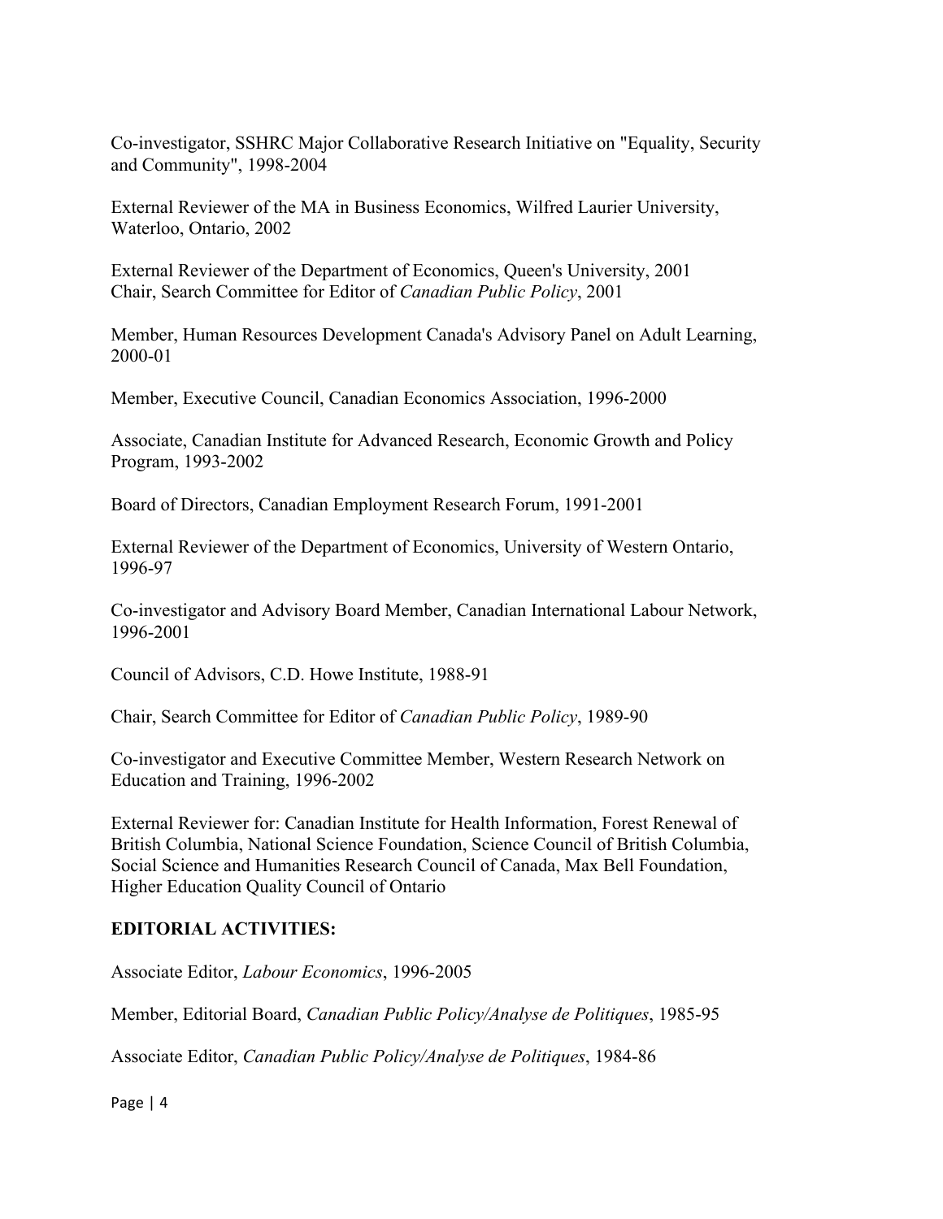Co-investigator, SSHRC Major Collaborative Research Initiative on "Equality, Security and Community", 1998-2004

External Reviewer of the MA in Business Economics, Wilfred Laurier University, Waterloo, Ontario, 2002

External Reviewer of the Department of Economics, Queen's University, 2001
Chair, Search Committee for Editor of *Canadian Public Policy*, 2001

Member, Human Resources Development Canada's Advisory Panel on Adult Learning, 2000-01

Member, Executive Council, Canadian Economics Association, 1996-2000

Associate, Canadian Institute for Advanced Research, Economic Growth and Policy Program, 1993-2002

Board of Directors, Canadian Employment Research Forum, 1991-2001

External Reviewer of the Department of Economics, University of Western Ontario, 1996-97

Co-investigator and Advisory Board Member, Canadian International Labour Network, 1996-2001

Council of Advisors, C.D. Howe Institute, 1988-91

Chair, Search Committee for Editor of *Canadian Public Policy*, 1989-90

Co-investigator and Executive Committee Member, Western Research Network on Education and Training, 1996-2002

External Reviewer for: Canadian Institute for Health Information, Forest Renewal of British Columbia, National Science Foundation, Science Council of British Columbia, Social Science and Humanities Research Council of Canada, Max Bell Foundation, Higher Education Quality Council of Ontario

**EDITORIAL ACTIVITIES:**

Associate Editor, *Labour Economics*, 1996-2005

Member, Editorial Board, *Canadian Public Policy/Analyse de Politiques*, 1985-95

Associate Editor, *Canadian Public Policy/Analyse de Politiques*, 1984-86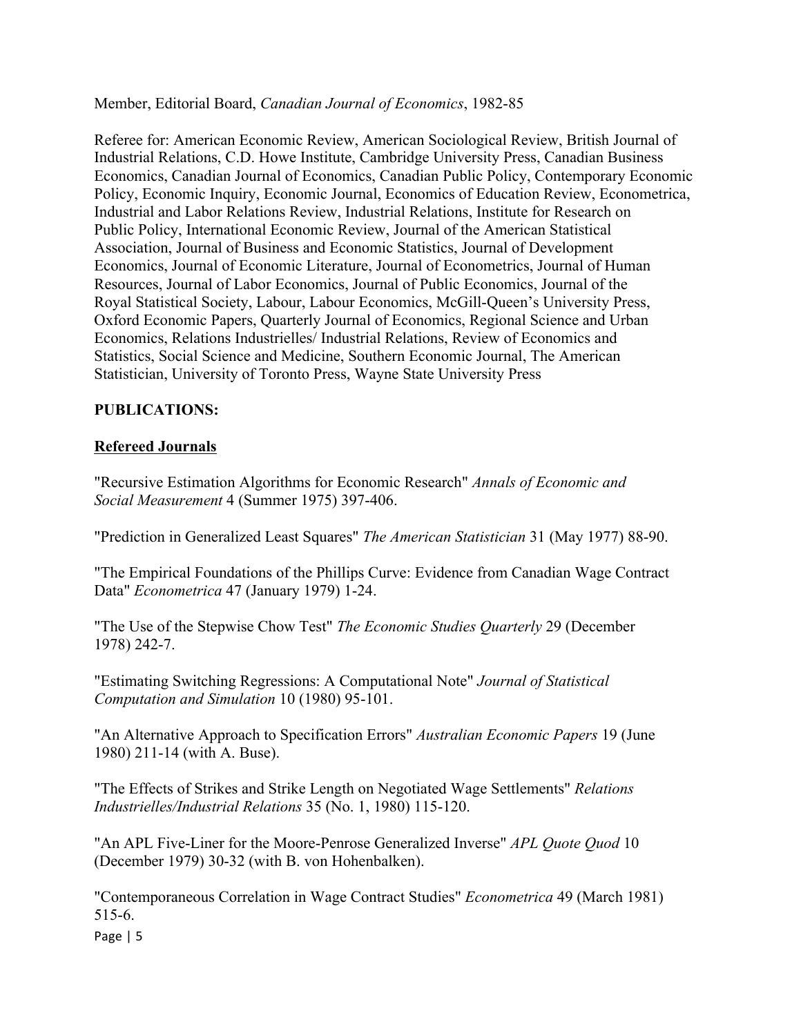Member, Editorial Board, *Canadian Journal of Economics*, 1982-85

Referee for: American Economic Review, American Sociological Review, British Journal of Industrial Relations, C.D. Howe Institute, Cambridge University Press, Canadian Business Economics, Canadian Journal of Economics, Canadian Public Policy, Contemporary Economic Policy, Economic Inquiry, Economic Journal, Economics of Education Review, Econometrica, Industrial and Labor Relations Review, Industrial Relations, Institute for Research on Public Policy, International Economic Review, Journal of the American Statistical Association, Journal of Business and Economic Statistics, Journal of Development Economics, Journal of Economic Literature, Journal of Econometrics, Journal of Human Resources, Journal of Labor Economics, Journal of Public Economics, Journal of the Royal Statistical Society, Labour, Labour Economics, McGill-Queen's University Press, Oxford Economic Papers, Quarterly Journal of Economics, Regional Science and Urban Economics, Relations Industrielles/ Industrial Relations, Review of Economics and Statistics, Social Science and Medicine, Southern Economic Journal, The American Statistician, University of Toronto Press, Wayne State University Press

**PUBLICATIONS:**

## Refereed Journals

"Recursive Estimation Algorithms for Economic Research" *Annals of Economic and Social Measurement* 4 (Summer 1975) 397-406.

"Prediction in Generalized Least Squares" *The American Statistician* 31 (May 1977) 88-90.

"The Empirical Foundations of the Phillips Curve: Evidence from Canadian Wage Contract Data" *Econometrica* 47 (January 1979) 1-24.

"The Use of the Stepwise Chow Test" *The Economic Studies Quarterly* 29 (December 1978) 242-7.

"Estimating Switching Regressions: A Computational Note" *Journal of Statistical Computation and Simulation* 10 (1980) 95-101.

"An Alternative Approach to Specification Errors" *Australian Economic Papers* 19 (June 1980) 211-14 (with A. Buse).

"The Effects of Strikes and Strike Length on Negotiated Wage Settlements" *Relations Industrielles/Industrial Relations* 35 (No. 1, 1980) 115-120.

"An APL Five-Liner for the Moore-Penrose Generalized Inverse" *APL Quote Quod* 10 (December 1979) 30-32 (with B. von Hohenbalken).

"Contemporaneous Correlation in Wage Contract Studies" *Econometrica* 49 (March 1981) 515-6.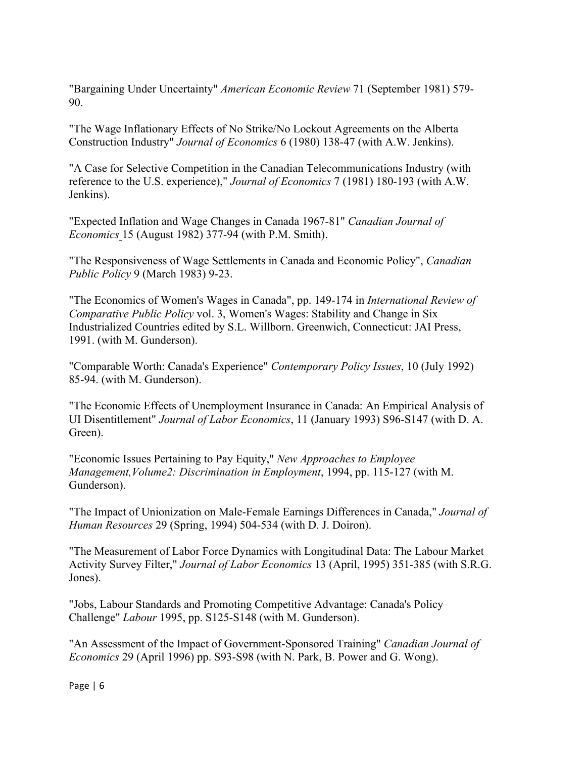"Bargaining Under Uncertainty" *American Economic Review* 71 (September 1981) 579-90.

"The Wage Inflationary Effects of No Strike/No Lockout Agreements on the Alberta Construction Industry" *Journal of Economics* 6 (1980) 138-47 (with A.W. Jenkins).

"A Case for Selective Competition in the Canadian Telecommunications Industry (with reference to the U.S. experience)," *Journal of Economics* 7 (1981) 180-193 (with A.W. Jenkins).

"Expected Inflation and Wage Changes in Canada 1967-81" *Canadian Journal of Economics* 15 (August 1982) 377-94 (with P.M. Smith).

"The Responsiveness of Wage Settlements in Canada and Economic Policy", *Canadian Public Policy* 9 (March 1983) 9-23.

"The Economics of Women's Wages in Canada", pp. 149-174 in *International Review of Comparative Public Policy* vol. 3, Women's Wages: Stability and Change in Six Industrialized Countries edited by S.L. Willborn. Greenwich, Connecticut: JAI Press, 1991. (with M. Gunderson).

"Comparable Worth: Canada's Experience" *Contemporary Policy Issues*, 10 (July 1992) 85-94. (with M. Gunderson).

"The Economic Effects of Unemployment Insurance in Canada: An Empirical Analysis of UI Disentitlement" *Journal of Labor Economics*, 11 (January 1993) S96-S147 (with D. A. Green).

"Economic Issues Pertaining to Pay Equity," *New Approaches to Employee Management,Volume2: Discrimination in Employment*, 1994, pp. 115-127 (with M. Gunderson).

"The Impact of Unionization on Male-Female Earnings Differences in Canada," *Journal of Human Resources* 29 (Spring, 1994) 504-534 (with D. J. Doiron).

"The Measurement of Labor Force Dynamics with Longitudinal Data: The Labour Market Activity Survey Filter," *Journal of Labor Economics* 13 (April, 1995) 351-385 (with S.R.G. Jones).

"Jobs, Labour Standards and Promoting Competitive Advantage: Canada's Policy Challenge" *Labour* 1995, pp. S125-S148 (with M. Gunderson).

"An Assessment of the Impact of Government-Sponsored Training" *Canadian Journal of Economics* 29 (April 1996) pp. S93-S98 (with N. Park, B. Power and G. Wong).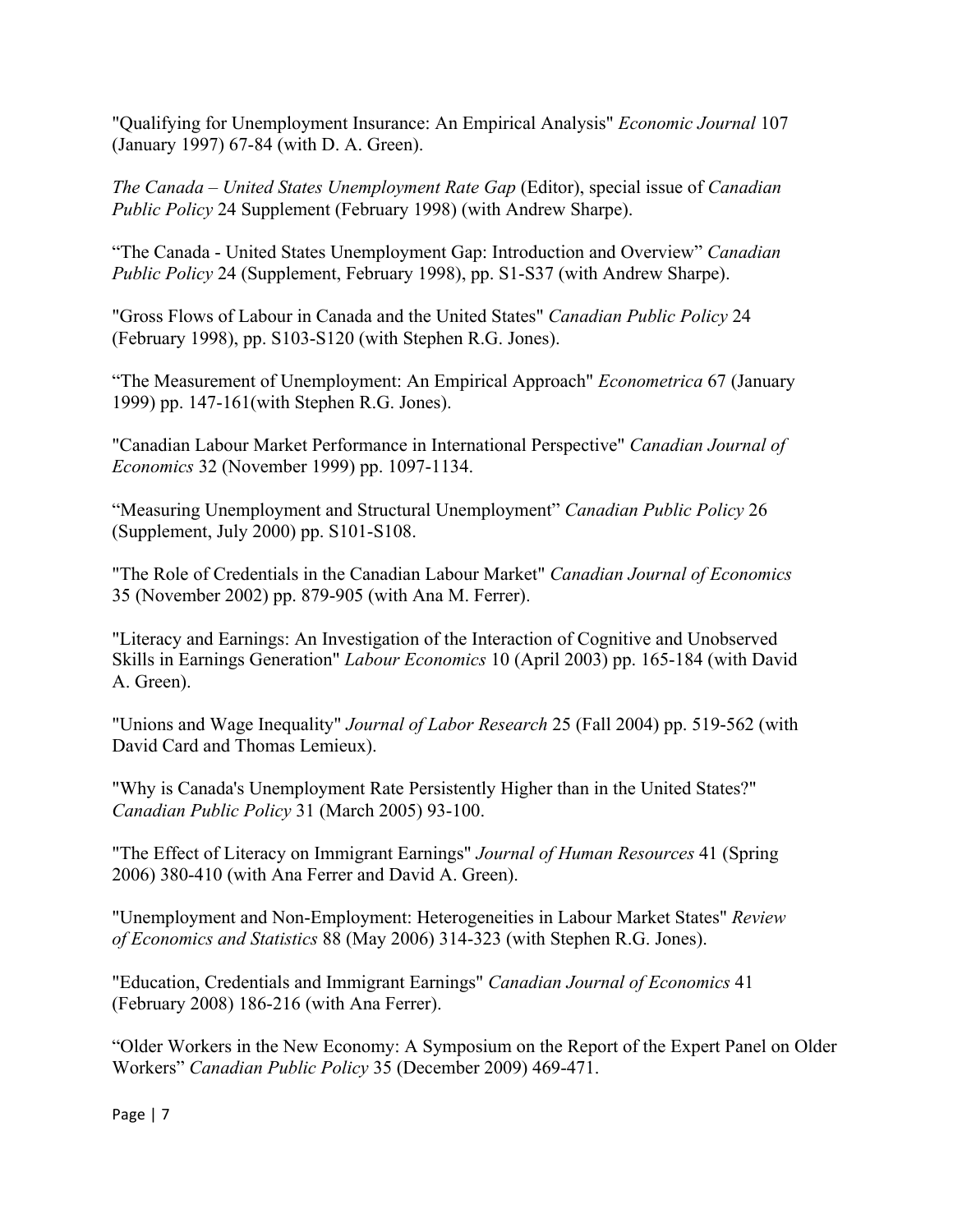"Qualifying for Unemployment Insurance: An Empirical Analysis" *Economic Journal* 107 (January 1997) 67-84 (with D. A. Green).

*The Canada – United States Unemployment Rate Gap* (Editor), special issue of *Canadian Public Policy* 24 Supplement (February 1998) (with Andrew Sharpe).

"The Canada - United States Unemployment Gap: Introduction and Overview" *Canadian Public Policy* 24 (Supplement, February 1998), pp. S1-S37 (with Andrew Sharpe).

"Gross Flows of Labour in Canada and the United States" *Canadian Public Policy* 24 (February 1998), pp. S103-S120 (with Stephen R.G. Jones).

"The Measurement of Unemployment: An Empirical Approach" *Econometrica* 67 (January 1999) pp. 147-161(with Stephen R.G. Jones).

"Canadian Labour Market Performance in International Perspective" *Canadian Journal of Economics* 32 (November 1999) pp. 1097-1134.

"Measuring Unemployment and Structural Unemployment" *Canadian Public Policy* 26 (Supplement, July 2000) pp. S101-S108.

"The Role of Credentials in the Canadian Labour Market" *Canadian Journal of Economics* 35 (November 2002) pp. 879-905 (with Ana M. Ferrer).

"Literacy and Earnings: An Investigation of the Interaction of Cognitive and Unobserved Skills in Earnings Generation" *Labour Economics* 10 (April 2003) pp. 165-184 (with David A. Green).

"Unions and Wage Inequality" *Journal of Labor Research* 25 (Fall 2004) pp. 519-562 (with David Card and Thomas Lemieux).

"Why is Canada's Unemployment Rate Persistently Higher than in the United States?" *Canadian Public Policy* 31 (March 2005) 93-100.

"The Effect of Literacy on Immigrant Earnings" *Journal of Human Resources* 41 (Spring 2006) 380-410 (with Ana Ferrer and David A. Green).

"Unemployment and Non-Employment: Heterogeneities in Labour Market States" *Review of Economics and Statistics* 88 (May 2006) 314-323 (with Stephen R.G. Jones).

"Education, Credentials and Immigrant Earnings" *Canadian Journal of Economics* 41 (February 2008) 186-216 (with Ana Ferrer).

"Older Workers in the New Economy: A Symposium on the Report of the Expert Panel on Older Workers" *Canadian Public Policy* 35 (December 2009) 469-471.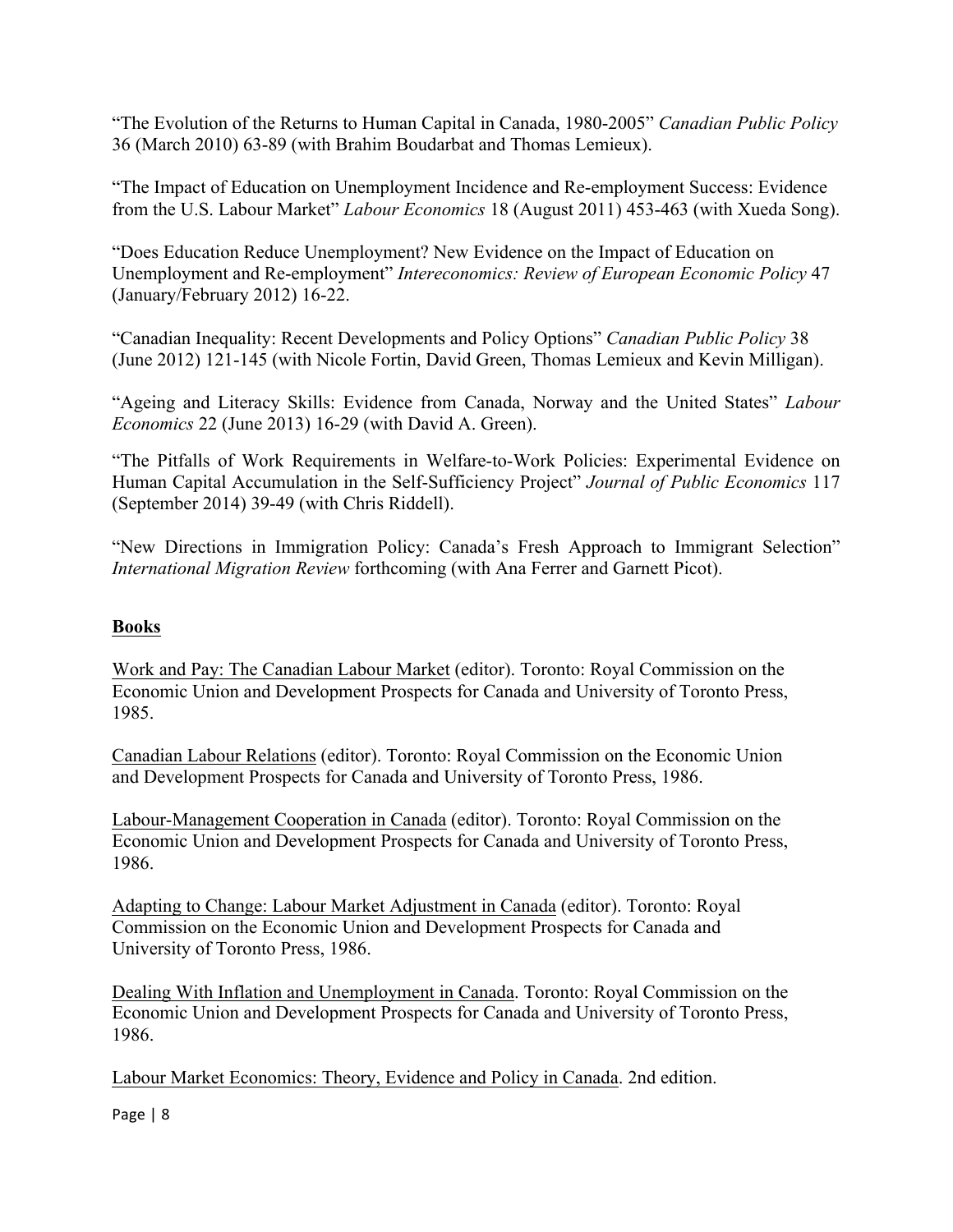"The Evolution of the Returns to Human Capital in Canada, 1980-2005" *Canadian Public Policy* 36 (March 2010) 63-89 (with Brahim Boudarbat and Thomas Lemieux).

"The Impact of Education on Unemployment Incidence and Re-employment Success: Evidence from the U.S. Labour Market" *Labour Economics* 18 (August 2011) 453-463 (with Xueda Song).

"Does Education Reduce Unemployment? New Evidence on the Impact of Education on Unemployment and Re-employment" *Intereconomics: Review of European Economic Policy* 47 (January/February 2012) 16-22.

"Canadian Inequality: Recent Developments and Policy Options" *Canadian Public Policy* 38 (June 2012) 121-145 (with Nicole Fortin, David Green, Thomas Lemieux and Kevin Milligan).

"Ageing and Literacy Skills: Evidence from Canada, Norway and the United States" *Labour Economics* 22 (June 2013) 16-29 (with David A. Green).

"The Pitfalls of Work Requirements in Welfare-to-Work Policies: Experimental Evidence on Human Capital Accumulation in the Self-Sufficiency Project" *Journal of Public Economics* 117 (September 2014) 39-49 (with Chris Riddell).

"New Directions in Immigration Policy: Canada's Fresh Approach to Immigrant Selection" *International Migration Review* forthcoming (with Ana Ferrer and Garnett Picot).

## Books

Work and Pay: The Canadian Labour Market (editor). Toronto: Royal Commission on the Economic Union and Development Prospects for Canada and University of Toronto Press, 1985.

Canadian Labour Relations (editor). Toronto: Royal Commission on the Economic Union and Development Prospects for Canada and University of Toronto Press, 1986.

Labour-Management Cooperation in Canada (editor). Toronto: Royal Commission on the Economic Union and Development Prospects for Canada and University of Toronto Press, 1986.

Adapting to Change: Labour Market Adjustment in Canada (editor). Toronto: Royal Commission on the Economic Union and Development Prospects for Canada and University of Toronto Press, 1986.

Dealing With Inflation and Unemployment in Canada. Toronto: Royal Commission on the Economic Union and Development Prospects for Canada and University of Toronto Press, 1986.

Labour Market Economics: Theory, Evidence and Policy in Canada. 2nd edition.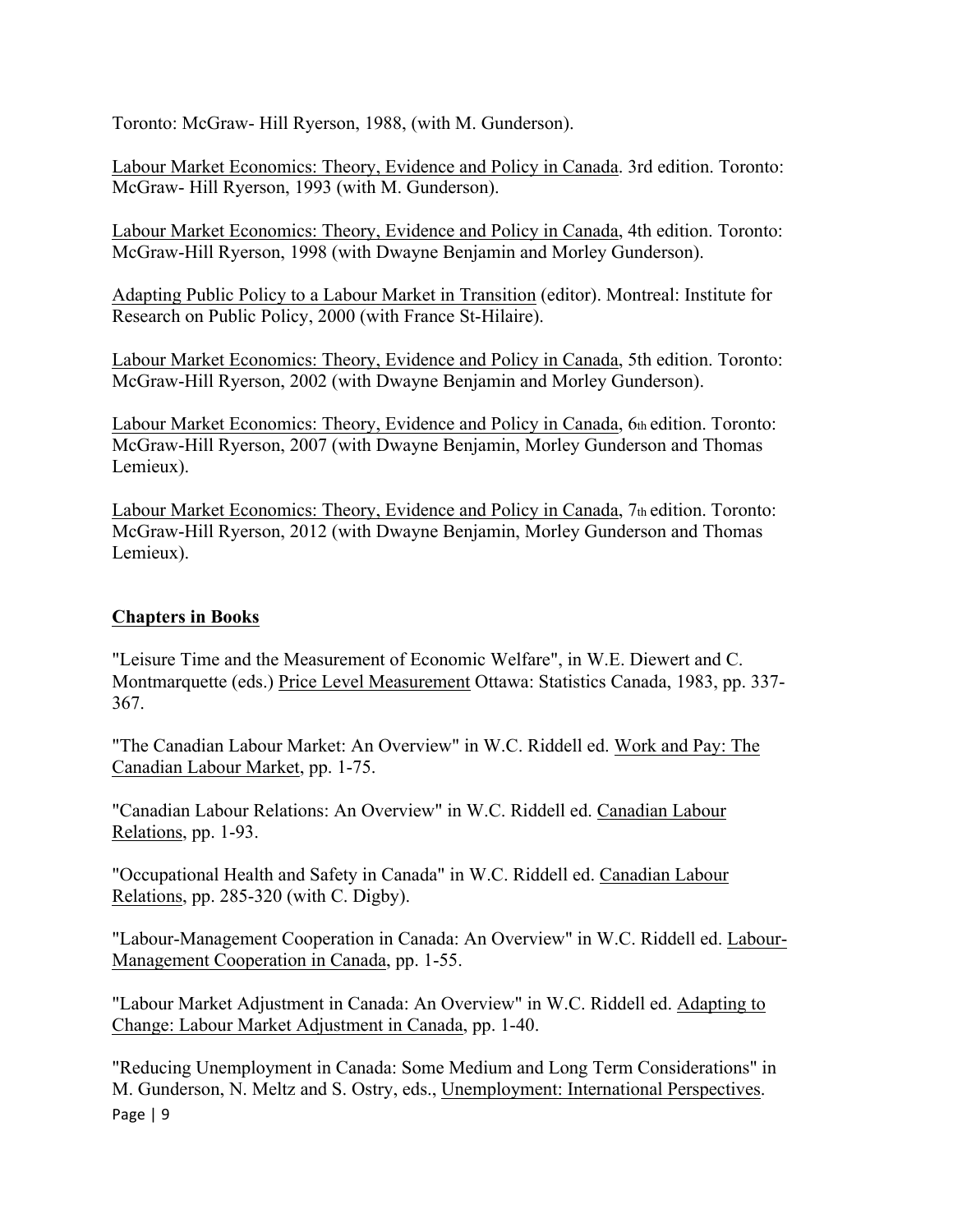Toronto: McGraw- Hill Ryerson, 1988, (with M. Gunderson).

Labour Market Economics: Theory, Evidence and Policy in Canada. 3rd edition. Toronto: McGraw- Hill Ryerson, 1993 (with M. Gunderson).

Labour Market Economics: Theory, Evidence and Policy in Canada, 4th edition. Toronto: McGraw-Hill Ryerson, 1998 (with Dwayne Benjamin and Morley Gunderson).

Adapting Public Policy to a Labour Market in Transition (editor). Montreal: Institute for Research on Public Policy, 2000 (with France St-Hilaire).

Labour Market Economics: Theory, Evidence and Policy in Canada, 5th edition. Toronto: McGraw-Hill Ryerson, 2002 (with Dwayne Benjamin and Morley Gunderson).

Labour Market Economics: Theory, Evidence and Policy in Canada, 6th edition. Toronto: McGraw-Hill Ryerson, 2007 (with Dwayne Benjamin, Morley Gunderson and Thomas Lemieux).

Labour Market Economics: Theory, Evidence and Policy in Canada, 7th edition. Toronto: McGraw-Hill Ryerson, 2012 (with Dwayne Benjamin, Morley Gunderson and Thomas Lemieux).

## Chapters in Books

"Leisure Time and the Measurement of Economic Welfare", in W.E. Diewert and C. Montmarquette (eds.) Price Level Measurement Ottawa: Statistics Canada, 1983, pp. 337-367.

"The Canadian Labour Market: An Overview" in W.C. Riddell ed. Work and Pay: The Canadian Labour Market, pp. 1-75.

"Canadian Labour Relations: An Overview" in W.C. Riddell ed. Canadian Labour Relations, pp. 1-93.

"Occupational Health and Safety in Canada" in W.C. Riddell ed. Canadian Labour Relations, pp. 285-320 (with C. Digby).

"Labour-Management Cooperation in Canada: An Overview" in W.C. Riddell ed. Labour-Management Cooperation in Canada, pp. 1-55.

"Labour Market Adjustment in Canada: An Overview" in W.C. Riddell ed. Adapting to Change: Labour Market Adjustment in Canada, pp. 1-40.

"Reducing Unemployment in Canada: Some Medium and Long Term Considerations" in M. Gunderson, N. Meltz and S. Ostry, eds., Unemployment: International Perspectives.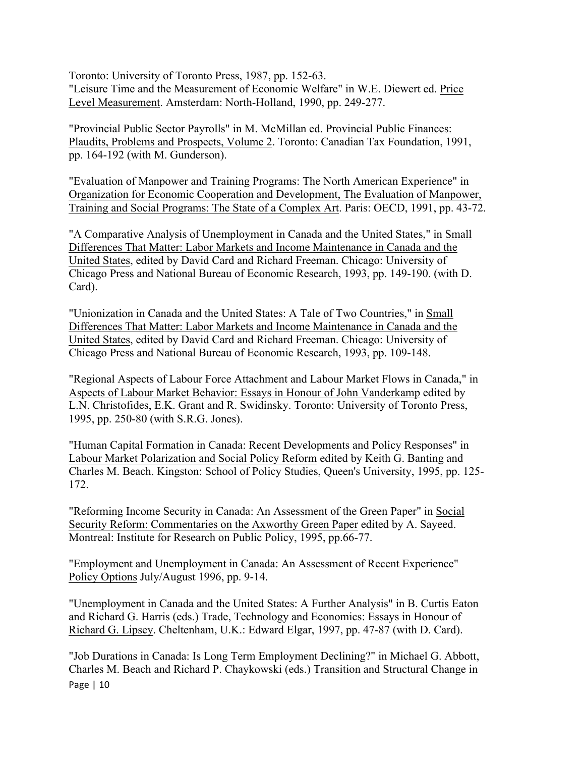Toronto: University of Toronto Press, 1987, pp. 152-63.
"Leisure Time and the Measurement of Economic Welfare" in W.E. Diewert ed. Price Level Measurement. Amsterdam: North-Holland, 1990, pp. 249-277.

"Provincial Public Sector Payrolls" in M. McMillan ed. Provincial Public Finances: Plaudits, Problems and Prospects, Volume 2. Toronto: Canadian Tax Foundation, 1991, pp. 164-192 (with M. Gunderson).

"Evaluation of Manpower and Training Programs: The North American Experience" in Organization for Economic Cooperation and Development, The Evaluation of Manpower, Training and Social Programs: The State of a Complex Art. Paris: OECD, 1991, pp. 43-72.

"A Comparative Analysis of Unemployment in Canada and the United States," in Small Differences That Matter: Labor Markets and Income Maintenance in Canada and the United States, edited by David Card and Richard Freeman. Chicago: University of Chicago Press and National Bureau of Economic Research, 1993, pp. 149-190. (with D. Card).

"Unionization in Canada and the United States: A Tale of Two Countries," in Small Differences That Matter: Labor Markets and Income Maintenance in Canada and the United States, edited by David Card and Richard Freeman. Chicago: University of Chicago Press and National Bureau of Economic Research, 1993, pp. 109-148.

"Regional Aspects of Labour Force Attachment and Labour Market Flows in Canada," in Aspects of Labour Market Behavior: Essays in Honour of John Vanderkamp edited by L.N. Christofides, E.K. Grant and R. Swidinsky. Toronto: University of Toronto Press, 1995, pp. 250-80 (with S.R.G. Jones).

"Human Capital Formation in Canada: Recent Developments and Policy Responses" in Labour Market Polarization and Social Policy Reform edited by Keith G. Banting and Charles M. Beach. Kingston: School of Policy Studies, Queen's University, 1995, pp. 125-172.

"Reforming Income Security in Canada: An Assessment of the Green Paper" in Social Security Reform: Commentaries on the Axworthy Green Paper edited by A. Sayeed. Montreal: Institute for Research on Public Policy, 1995, pp.66-77.

"Employment and Unemployment in Canada: An Assessment of Recent Experience" Policy Options July/August 1996, pp. 9-14.

"Unemployment in Canada and the United States: A Further Analysis" in B. Curtis Eaton and Richard G. Harris (eds.) Trade, Technology and Economics: Essays in Honour of Richard G. Lipsey. Cheltenham, U.K.: Edward Elgar, 1997, pp. 47-87 (with D. Card).

"Job Durations in Canada: Is Long Term Employment Declining?" in Michael G. Abbott, Charles M. Beach and Richard P. Chaykowski (eds.) Transition and Structural Change in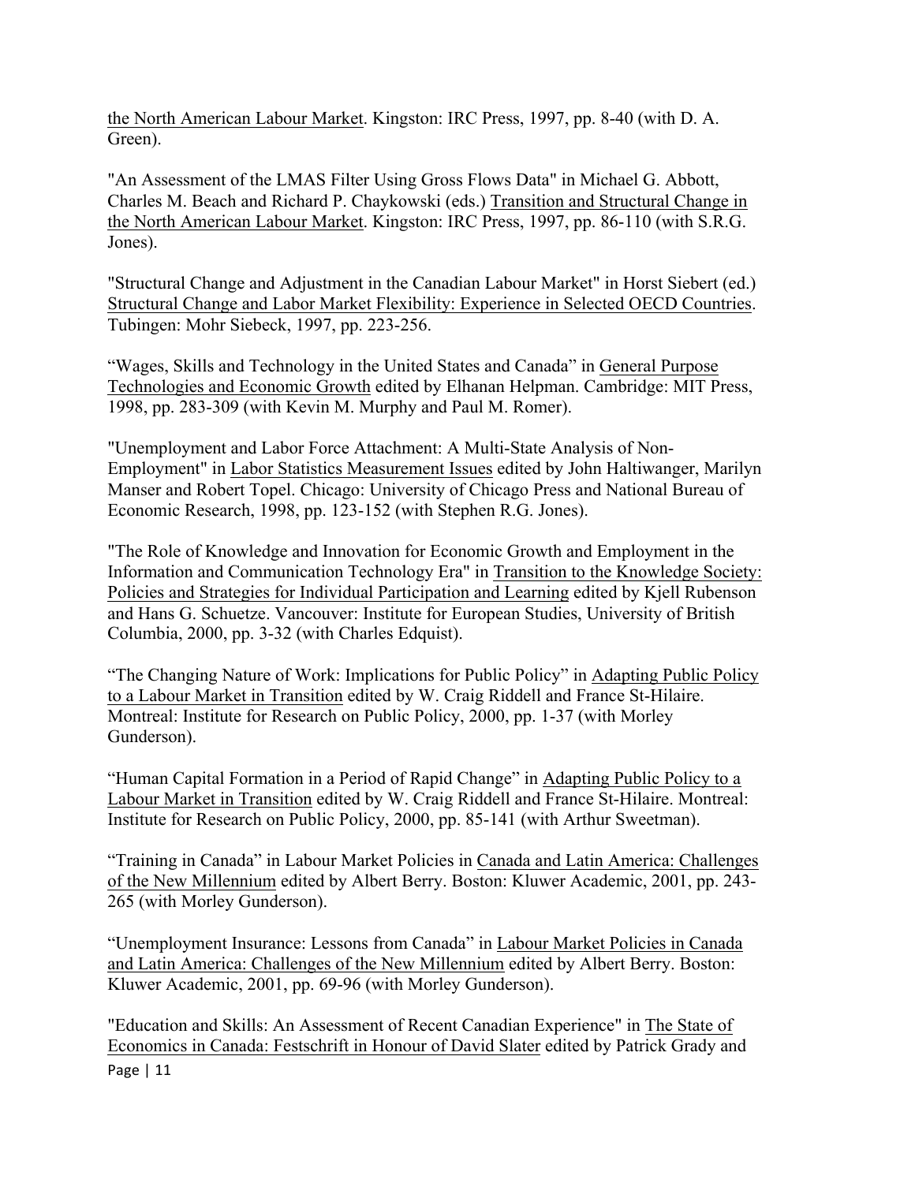the North American Labour Market. Kingston: IRC Press, 1997, pp. 8-40 (with D. A. Green).

"An Assessment of the LMAS Filter Using Gross Flows Data" in Michael G. Abbott, Charles M. Beach and Richard P. Chaykowski (eds.) Transition and Structural Change in the North American Labour Market. Kingston: IRC Press, 1997, pp. 86-110 (with S.R.G. Jones).

"Structural Change and Adjustment in the Canadian Labour Market" in Horst Siebert (ed.) Structural Change and Labor Market Flexibility: Experience in Selected OECD Countries. Tubingen: Mohr Siebeck, 1997, pp. 223-256.

“Wages, Skills and Technology in the United States and Canada” in General Purpose Technologies and Economic Growth edited by Elhanan Helpman. Cambridge: MIT Press, 1998, pp. 283-309 (with Kevin M. Murphy and Paul M. Romer).

"Unemployment and Labor Force Attachment: A Multi-State Analysis of Non-Employment" in Labor Statistics Measurement Issues edited by John Haltiwanger, Marilyn Manser and Robert Topel. Chicago: University of Chicago Press and National Bureau of Economic Research, 1998, pp. 123-152 (with Stephen R.G. Jones).

"The Role of Knowledge and Innovation for Economic Growth and Employment in the Information and Communication Technology Era" in Transition to the Knowledge Society: Policies and Strategies for Individual Participation and Learning edited by Kjell Rubenson and Hans G. Schuetze. Vancouver: Institute for European Studies, University of British Columbia, 2000, pp. 3-32 (with Charles Edquist).

“The Changing Nature of Work: Implications for Public Policy” in Adapting Public Policy to a Labour Market in Transition edited by W. Craig Riddell and France St-Hilaire. Montreal: Institute for Research on Public Policy, 2000, pp. 1-37 (with Morley Gunderson).

“Human Capital Formation in a Period of Rapid Change” in Adapting Public Policy to a Labour Market in Transition edited by W. Craig Riddell and France St-Hilaire. Montreal: Institute for Research on Public Policy, 2000, pp. 85-141 (with Arthur Sweetman).

“Training in Canada” in Labour Market Policies in Canada and Latin America: Challenges of the New Millennium edited by Albert Berry. Boston: Kluwer Academic, 2001, pp. 243-265 (with Morley Gunderson).

“Unemployment Insurance: Lessons from Canada” in Labour Market Policies in Canada and Latin America: Challenges of the New Millennium edited by Albert Berry. Boston: Kluwer Academic, 2001, pp. 69-96 (with Morley Gunderson).

"Education and Skills: An Assessment of Recent Canadian Experience" in The State of Economics in Canada: Festschrift in Honour of David Slater edited by Patrick Grady and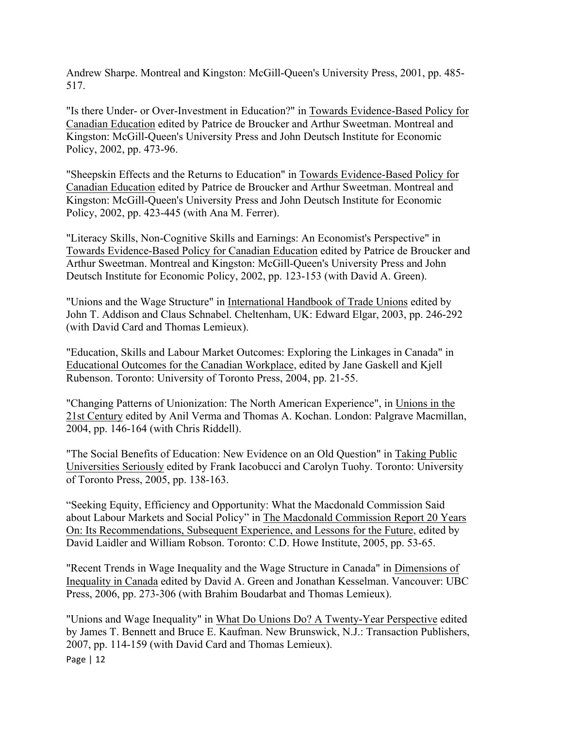Andrew Sharpe. Montreal and Kingston: McGill-Queen's University Press, 2001, pp. 485-517.

"Is there Under- or Over-Investment in Education?" in Towards Evidence-Based Policy for Canadian Education edited by Patrice de Broucker and Arthur Sweetman. Montreal and Kingston: McGill-Queen's University Press and John Deutsch Institute for Economic Policy, 2002, pp. 473-96.

"Sheepskin Effects and the Returns to Education" in Towards Evidence-Based Policy for Canadian Education edited by Patrice de Broucker and Arthur Sweetman. Montreal and Kingston: McGill-Queen's University Press and John Deutsch Institute for Economic Policy, 2002, pp. 423-445 (with Ana M. Ferrer).

"Literacy Skills, Non-Cognitive Skills and Earnings: An Economist's Perspective" in Towards Evidence-Based Policy for Canadian Education edited by Patrice de Broucker and Arthur Sweetman. Montreal and Kingston: McGill-Queen's University Press and John Deutsch Institute for Economic Policy, 2002, pp. 123-153 (with David A. Green).

"Unions and the Wage Structure" in International Handbook of Trade Unions edited by John T. Addison and Claus Schnabel. Cheltenham, UK: Edward Elgar, 2003, pp. 246-292 (with David Card and Thomas Lemieux).

"Education, Skills and Labour Market Outcomes: Exploring the Linkages in Canada" in Educational Outcomes for the Canadian Workplace, edited by Jane Gaskell and Kjell Rubenson. Toronto: University of Toronto Press, 2004, pp. 21-55.

"Changing Patterns of Unionization: The North American Experience", in Unions in the 21st Century edited by Anil Verma and Thomas A. Kochan. London: Palgrave Macmillan, 2004, pp. 146-164 (with Chris Riddell).

"The Social Benefits of Education: New Evidence on an Old Question" in Taking Public Universities Seriously edited by Frank Iacobucci and Carolyn Tuohy. Toronto: University of Toronto Press, 2005, pp. 138-163.

“Seeking Equity, Efficiency and Opportunity: What the Macdonald Commission Said about Labour Markets and Social Policy” in The Macdonald Commission Report 20 Years On: Its Recommendations, Subsequent Experience, and Lessons for the Future, edited by David Laidler and William Robson. Toronto: C.D. Howe Institute, 2005, pp. 53-65.

"Recent Trends in Wage Inequality and the Wage Structure in Canada" in Dimensions of Inequality in Canada edited by David A. Green and Jonathan Kesselman. Vancouver: UBC Press, 2006, pp. 273-306 (with Brahim Boudarbat and Thomas Lemieux).

"Unions and Wage Inequality" in What Do Unions Do? A Twenty-Year Perspective edited by James T. Bennett and Bruce E. Kaufman. New Brunswick, N.J.: Transaction Publishers, 2007, pp. 114-159 (with David Card and Thomas Lemieux).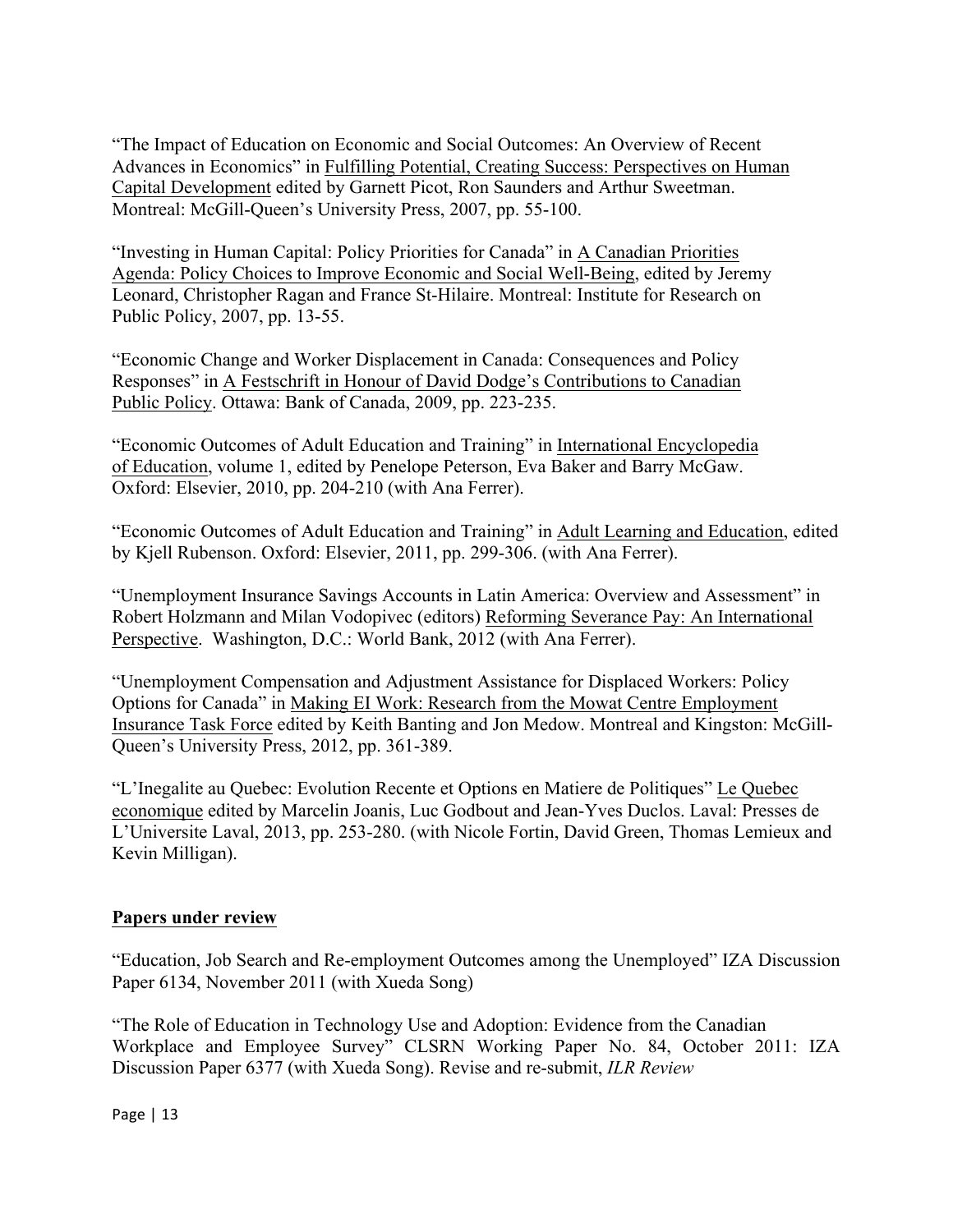"The Impact of Education on Economic and Social Outcomes: An Overview of Recent Advances in Economics" in <u>Fulfilling Potential, Creating Success: Perspectives on Human Capital Development</u> edited by Garnett Picot, Ron Saunders and Arthur Sweetman. Montreal: McGill-Queen's University Press, 2007, pp. 55-100.

"Investing in Human Capital: Policy Priorities for Canada" in <u>A Canadian Priorities Agenda: Policy Choices to Improve Economic and Social Well-Being</u>, edited by Jeremy Leonard, Christopher Ragan and France St-Hilaire. Montreal: Institute for Research on Public Policy, 2007, pp. 13-55.

"Economic Change and Worker Displacement in Canada: Consequences and Policy Responses" in <u>A Festschrift in Honour of David Dodge's Contributions to Canadian Public Policy</u>. Ottawa: Bank of Canada, 2009, pp. 223-235.

"Economic Outcomes of Adult Education and Training" in <u>International Encyclopedia of Education</u>, volume 1, edited by Penelope Peterson, Eva Baker and Barry McGaw. Oxford: Elsevier, 2010, pp. 204-210 (with Ana Ferrer).

"Economic Outcomes of Adult Education and Training" in <u>Adult Learning and Education</u>, edited by Kjell Rubenson. Oxford: Elsevier, 2011, pp. 299-306. (with Ana Ferrer).

"Unemployment Insurance Savings Accounts in Latin America: Overview and Assessment" in Robert Holzmann and Milan Vodopivec (editors) <u>Reforming Severance Pay: An International Perspective</u>. Washington, D.C.: World Bank, 2012 (with Ana Ferrer).

"Unemployment Compensation and Adjustment Assistance for Displaced Workers: Policy Options for Canada" in <u>Making EI Work: Research from the Mowat Centre Employment Insurance Task Force</u> edited by Keith Banting and Jon Medow. Montreal and Kingston: McGill-Queen's University Press, 2012, pp. 361-389.

"L'Inegalite au Quebec: Evolution Recente et Options en Matiere de Politiques" <u>Le Quebec economique</u> edited by Marcelin Joanis, Luc Godbout and Jean-Yves Duclos. Laval: Presses de L'Universite Laval, 2013, pp. 253-280. (with Nicole Fortin, David Green, Thomas Lemieux and Kevin Milligan).

## <u>Papers under review</u>

"Education, Job Search and Re-employment Outcomes among the Unemployed" IZA Discussion Paper 6134, November 2011 (with Xueda Song)

"The Role of Education in Technology Use and Adoption: Evidence from the Canadian Workplace and Employee Survey" CLSRN Working Paper No. 84, October 2011: IZA Discussion Paper 6377 (with Xueda Song). Revise and re-submit, *ILR Review*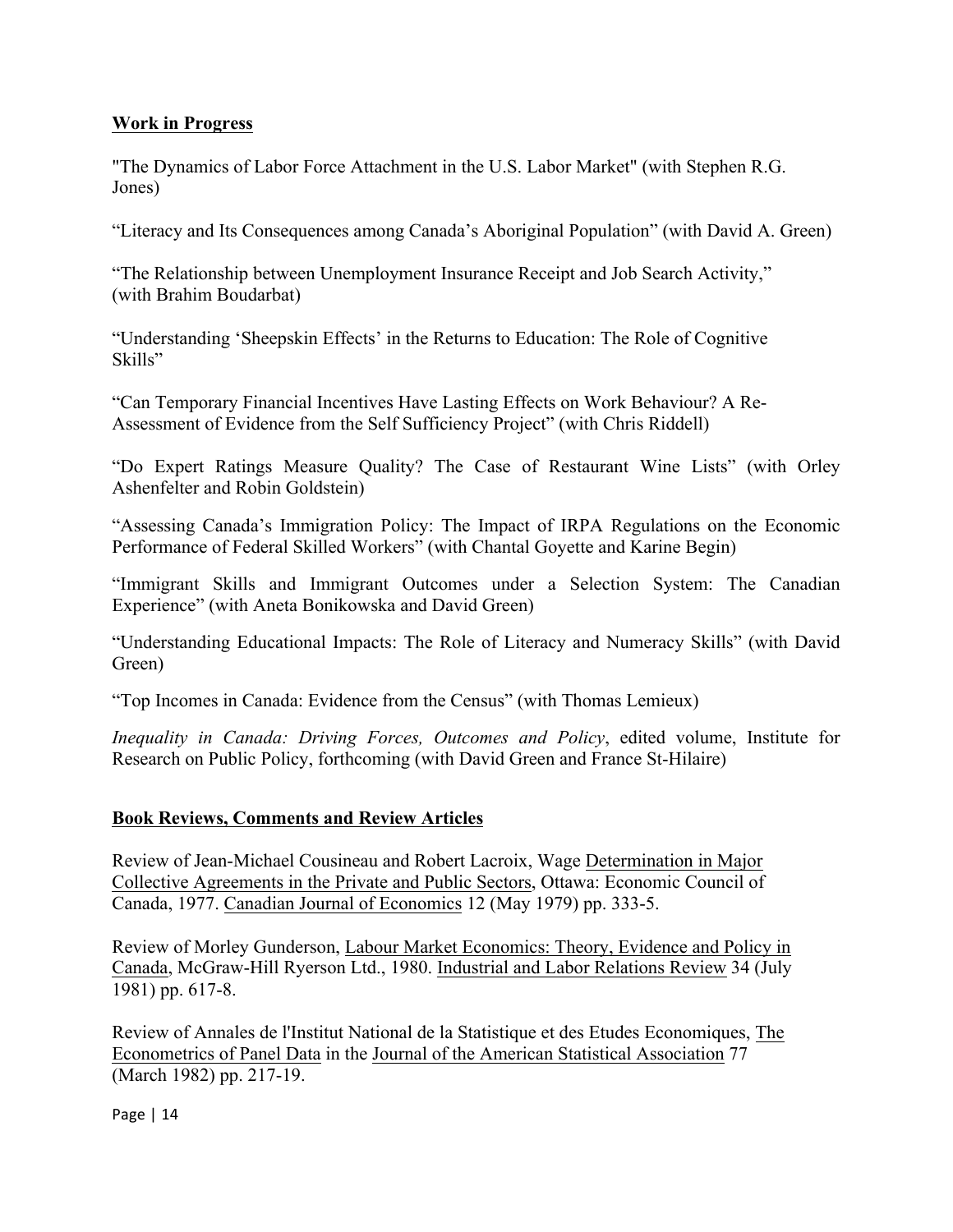## Work in Progress

"The Dynamics of Labor Force Attachment in the U.S. Labor Market" (with Stephen R.G. Jones)

"Literacy and Its Consequences among Canada's Aboriginal Population" (with David A. Green)

"The Relationship between Unemployment Insurance Receipt and Job Search Activity," (with Brahim Boudarbat)

"Understanding 'Sheepskin Effects' in the Returns to Education: The Role of Cognitive Skills"

"Can Temporary Financial Incentives Have Lasting Effects on Work Behaviour? A Re-Assessment of Evidence from the Self Sufficiency Project" (with Chris Riddell)

"Do Expert Ratings Measure Quality? The Case of Restaurant Wine Lists" (with Orley Ashenfelter and Robin Goldstein)

"Assessing Canada's Immigration Policy: The Impact of IRPA Regulations on the Economic Performance of Federal Skilled Workers" (with Chantal Goyette and Karine Begin)

"Immigrant Skills and Immigrant Outcomes under a Selection System: The Canadian Experience" (with Aneta Bonikowska and David Green)

"Understanding Educational Impacts: The Role of Literacy and Numeracy Skills" (with David Green)

"Top Incomes in Canada: Evidence from the Census" (with Thomas Lemieux)

*Inequality in Canada: Driving Forces, Outcomes and Policy*, edited volume, Institute for Research on Public Policy, forthcoming (with David Green and France St-Hilaire)

## Book Reviews, Comments and Review Articles

Review of Jean-Michael Cousineau and Robert Lacroix, Wage Determination in Major Collective Agreements in the Private and Public Sectors, Ottawa: Economic Council of Canada, 1977. Canadian Journal of Economics 12 (May 1979) pp. 333-5.

Review of Morley Gunderson, Labour Market Economics: Theory, Evidence and Policy in Canada, McGraw-Hill Ryerson Ltd., 1980. Industrial and Labor Relations Review 34 (July 1981) pp. 617-8.

Review of Annales de l'Institut National de la Statistique et des Etudes Economiques, The Econometrics of Panel Data in the Journal of the American Statistical Association 77 (March 1982) pp. 217-19.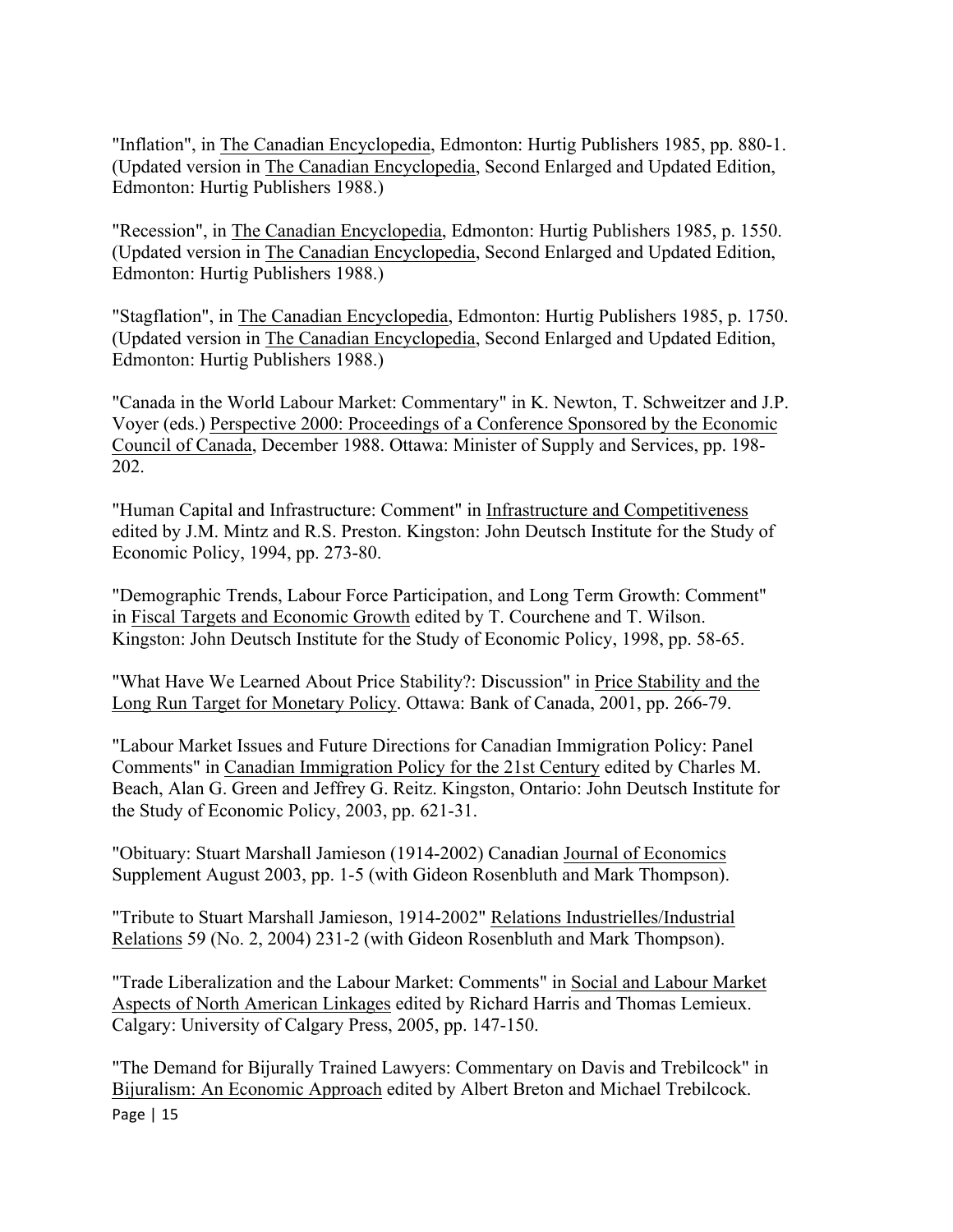"Inflation", in The Canadian Encyclopedia, Edmonton: Hurtig Publishers 1985, pp. 880-1. (Updated version in The Canadian Encyclopedia, Second Enlarged and Updated Edition, Edmonton: Hurtig Publishers 1988.)

"Recession", in The Canadian Encyclopedia, Edmonton: Hurtig Publishers 1985, p. 1550. (Updated version in The Canadian Encyclopedia, Second Enlarged and Updated Edition, Edmonton: Hurtig Publishers 1988.)

"Stagflation", in The Canadian Encyclopedia, Edmonton: Hurtig Publishers 1985, p. 1750. (Updated version in The Canadian Encyclopedia, Second Enlarged and Updated Edition, Edmonton: Hurtig Publishers 1988.)

"Canada in the World Labour Market: Commentary" in K. Newton, T. Schweitzer and J.P. Voyer (eds.) Perspective 2000: Proceedings of a Conference Sponsored by the Economic Council of Canada, December 1988. Ottawa: Minister of Supply and Services, pp. 198-202.

"Human Capital and Infrastructure: Comment" in Infrastructure and Competitiveness edited by J.M. Mintz and R.S. Preston. Kingston: John Deutsch Institute for the Study of Economic Policy, 1994, pp. 273-80.

"Demographic Trends, Labour Force Participation, and Long Term Growth: Comment" in Fiscal Targets and Economic Growth edited by T. Courchene and T. Wilson. Kingston: John Deutsch Institute for the Study of Economic Policy, 1998, pp. 58-65.

"What Have We Learned About Price Stability?: Discussion" in Price Stability and the Long Run Target for Monetary Policy. Ottawa: Bank of Canada, 2001, pp. 266-79.

"Labour Market Issues and Future Directions for Canadian Immigration Policy: Panel Comments" in Canadian Immigration Policy for the 21st Century edited by Charles M. Beach, Alan G. Green and Jeffrey G. Reitz. Kingston, Ontario: John Deutsch Institute for the Study of Economic Policy, 2003, pp. 621-31.

"Obituary: Stuart Marshall Jamieson (1914-2002) Canadian Journal of Economics Supplement August 2003, pp. 1-5 (with Gideon Rosenbluth and Mark Thompson).

"Tribute to Stuart Marshall Jamieson, 1914-2002" Relations Industrielles/Industrial Relations 59 (No. 2, 2004) 231-2 (with Gideon Rosenbluth and Mark Thompson).

"Trade Liberalization and the Labour Market: Comments" in Social and Labour Market Aspects of North American Linkages edited by Richard Harris and Thomas Lemieux. Calgary: University of Calgary Press, 2005, pp. 147-150.

"The Demand for Bijurally Trained Lawyers: Commentary on Davis and Trebilcock" in Bijuralism: An Economic Approach edited by Albert Breton and Michael Trebilcock.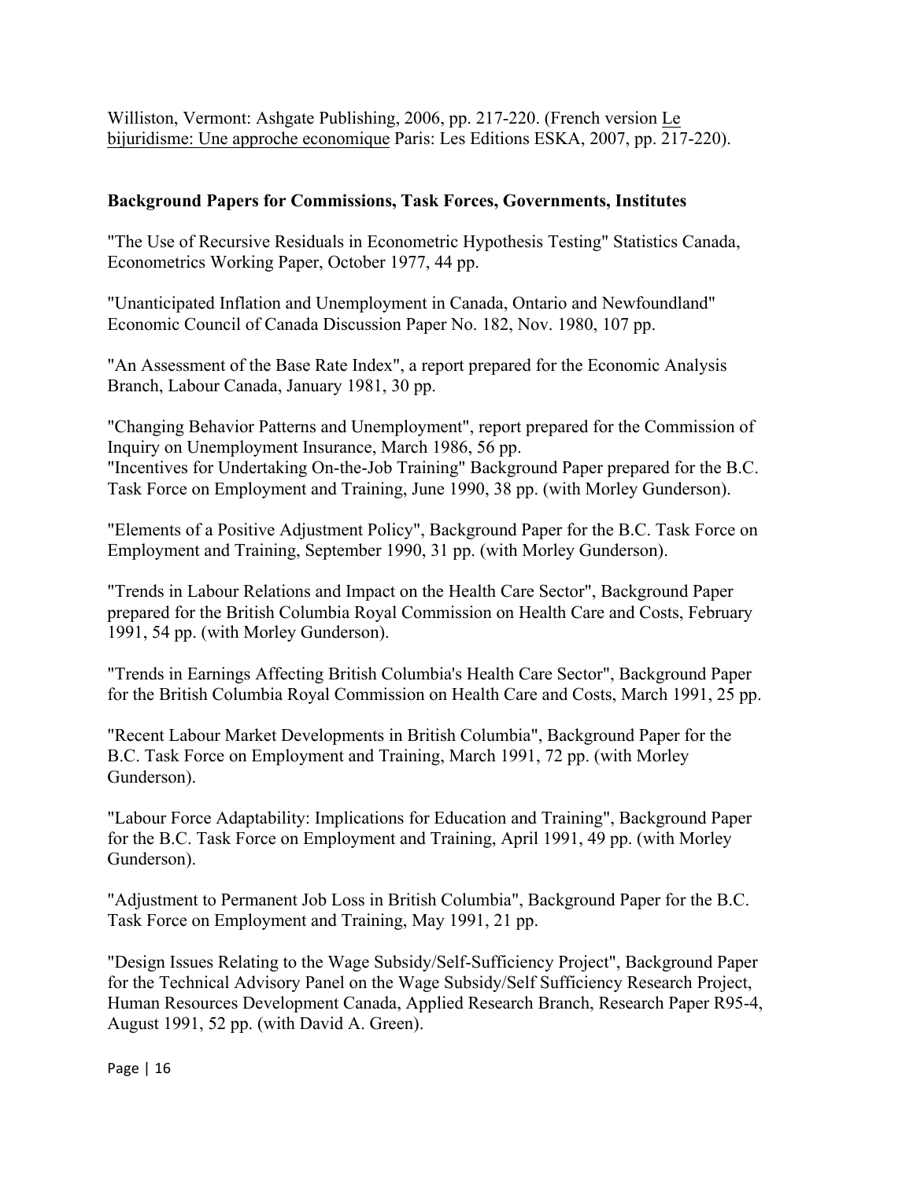Williston, Vermont: Ashgate Publishing, 2006, pp. 217-220. (French version Le bijuridisme: Une approche economique Paris: Les Editions ESKA, 2007, pp. 217-220).

**Background Papers for Commissions, Task Forces, Governments, Institutes**

"The Use of Recursive Residuals in Econometric Hypothesis Testing" Statistics Canada, Econometrics Working Paper, October 1977, 44 pp.

"Unanticipated Inflation and Unemployment in Canada, Ontario and Newfoundland" Economic Council of Canada Discussion Paper No. 182, Nov. 1980, 107 pp.

"An Assessment of the Base Rate Index", a report prepared for the Economic Analysis Branch, Labour Canada, January 1981, 30 pp.

"Changing Behavior Patterns and Unemployment", report prepared for the Commission of Inquiry on Unemployment Insurance, March 1986, 56 pp.

"Incentives for Undertaking On-the-Job Training" Background Paper prepared for the B.C. Task Force on Employment and Training, June 1990, 38 pp. (with Morley Gunderson).

"Elements of a Positive Adjustment Policy", Background Paper for the B.C. Task Force on Employment and Training, September 1990, 31 pp. (with Morley Gunderson).

"Trends in Labour Relations and Impact on the Health Care Sector", Background Paper prepared for the British Columbia Royal Commission on Health Care and Costs, February 1991, 54 pp. (with Morley Gunderson).

"Trends in Earnings Affecting British Columbia's Health Care Sector", Background Paper for the British Columbia Royal Commission on Health Care and Costs, March 1991, 25 pp.

"Recent Labour Market Developments in British Columbia", Background Paper for the B.C. Task Force on Employment and Training, March 1991, 72 pp. (with Morley Gunderson).

"Labour Force Adaptability: Implications for Education and Training", Background Paper for the B.C. Task Force on Employment and Training, April 1991, 49 pp. (with Morley Gunderson).

"Adjustment to Permanent Job Loss in British Columbia", Background Paper for the B.C. Task Force on Employment and Training, May 1991, 21 pp.

"Design Issues Relating to the Wage Subsidy/Self-Sufficiency Project", Background Paper for the Technical Advisory Panel on the Wage Subsidy/Self Sufficiency Research Project, Human Resources Development Canada, Applied Research Branch, Research Paper R95-4, August 1991, 52 pp. (with David A. Green).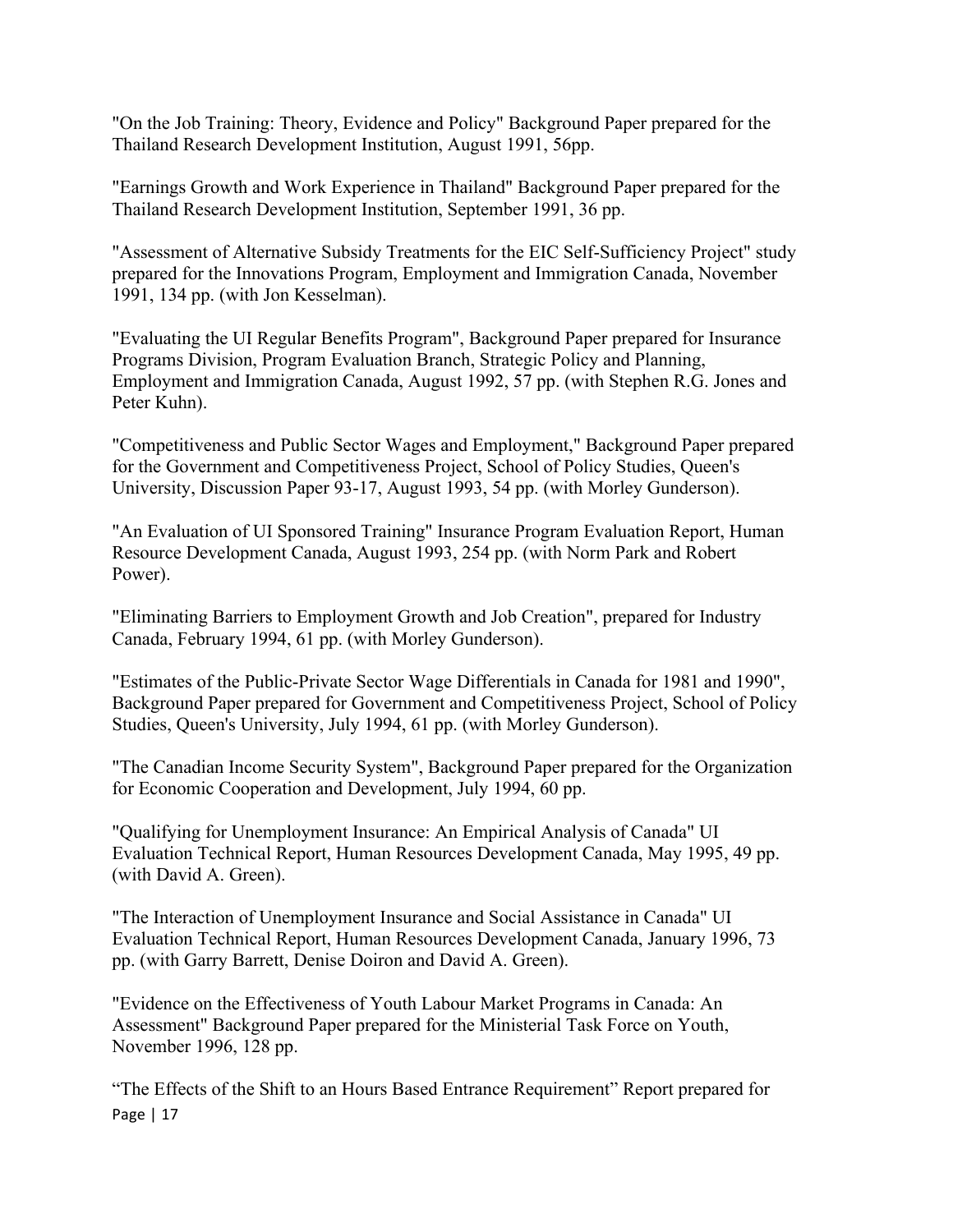"On the Job Training: Theory, Evidence and Policy" Background Paper prepared for the Thailand Research Development Institution, August 1991, 56pp.

"Earnings Growth and Work Experience in Thailand" Background Paper prepared for the Thailand Research Development Institution, September 1991, 36 pp.

"Assessment of Alternative Subsidy Treatments for the EIC Self-Sufficiency Project" study prepared for the Innovations Program, Employment and Immigration Canada, November 1991, 134 pp. (with Jon Kesselman).

"Evaluating the UI Regular Benefits Program", Background Paper prepared for Insurance Programs Division, Program Evaluation Branch, Strategic Policy and Planning, Employment and Immigration Canada, August 1992, 57 pp. (with Stephen R.G. Jones and Peter Kuhn).

"Competitiveness and Public Sector Wages and Employment," Background Paper prepared for the Government and Competitiveness Project, School of Policy Studies, Queen's University, Discussion Paper 93-17, August 1993, 54 pp. (with Morley Gunderson).

"An Evaluation of UI Sponsored Training" Insurance Program Evaluation Report, Human Resource Development Canada, August 1993, 254 pp. (with Norm Park and Robert Power).

"Eliminating Barriers to Employment Growth and Job Creation", prepared for Industry Canada, February 1994, 61 pp. (with Morley Gunderson).

"Estimates of the Public-Private Sector Wage Differentials in Canada for 1981 and 1990", Background Paper prepared for Government and Competitiveness Project, School of Policy Studies, Queen's University, July 1994, 61 pp. (with Morley Gunderson).

"The Canadian Income Security System", Background Paper prepared for the Organization for Economic Cooperation and Development, July 1994, 60 pp.

"Qualifying for Unemployment Insurance: An Empirical Analysis of Canada" UI Evaluation Technical Report, Human Resources Development Canada, May 1995, 49 pp. (with David A. Green).

"The Interaction of Unemployment Insurance and Social Assistance in Canada" UI Evaluation Technical Report, Human Resources Development Canada, January 1996, 73 pp. (with Garry Barrett, Denise Doiron and David A. Green).

"Evidence on the Effectiveness of Youth Labour Market Programs in Canada: An Assessment" Background Paper prepared for the Ministerial Task Force on Youth, November 1996, 128 pp.

"The Effects of the Shift to an Hours Based Entrance Requirement" Report prepared for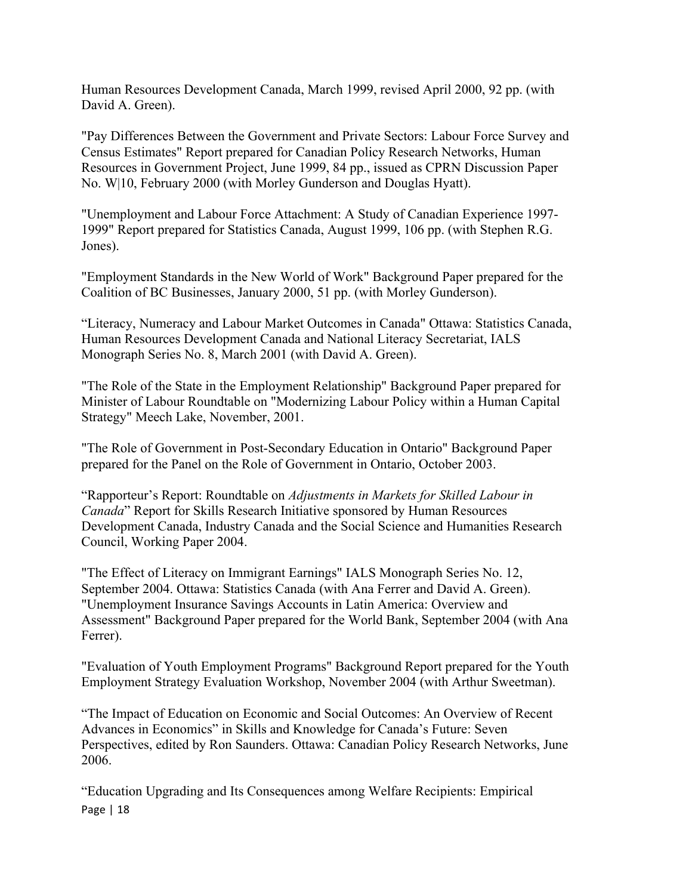Human Resources Development Canada, March 1999, revised April 2000, 92 pp. (with David A. Green).

"Pay Differences Between the Government and Private Sectors: Labour Force Survey and Census Estimates" Report prepared for Canadian Policy Research Networks, Human Resources in Government Project, June 1999, 84 pp., issued as CPRN Discussion Paper No. W|10, February 2000 (with Morley Gunderson and Douglas Hyatt).

"Unemployment and Labour Force Attachment: A Study of Canadian Experience 1997-1999" Report prepared for Statistics Canada, August 1999, 106 pp. (with Stephen R.G. Jones).

"Employment Standards in the New World of Work" Background Paper prepared for the Coalition of BC Businesses, January 2000, 51 pp. (with Morley Gunderson).

“Literacy, Numeracy and Labour Market Outcomes in Canada" Ottawa: Statistics Canada, Human Resources Development Canada and National Literacy Secretariat, IALS Monograph Series No. 8, March 2001 (with David A. Green).

"The Role of the State in the Employment Relationship" Background Paper prepared for Minister of Labour Roundtable on "Modernizing Labour Policy within a Human Capital Strategy" Meech Lake, November, 2001.

"The Role of Government in Post-Secondary Education in Ontario" Background Paper prepared for the Panel on the Role of Government in Ontario, October 2003.

“Rapporteur’s Report: Roundtable on *Adjustments in Markets for Skilled Labour in Canada*” Report for Skills Research Initiative sponsored by Human Resources Development Canada, Industry Canada and the Social Science and Humanities Research Council, Working Paper 2004.

"The Effect of Literacy on Immigrant Earnings" IALS Monograph Series No. 12, September 2004. Ottawa: Statistics Canada (with Ana Ferrer and David A. Green).
"Unemployment Insurance Savings Accounts in Latin America: Overview and Assessment" Background Paper prepared for the World Bank, September 2004 (with Ana Ferrer).

"Evaluation of Youth Employment Programs" Background Report prepared for the Youth Employment Strategy Evaluation Workshop, November 2004 (with Arthur Sweetman).

“The Impact of Education on Economic and Social Outcomes: An Overview of Recent Advances in Economics” in Skills and Knowledge for Canada’s Future: Seven Perspectives, edited by Ron Saunders. Ottawa: Canadian Policy Research Networks, June 2006.

“Education Upgrading and Its Consequences among Welfare Recipients: Empirical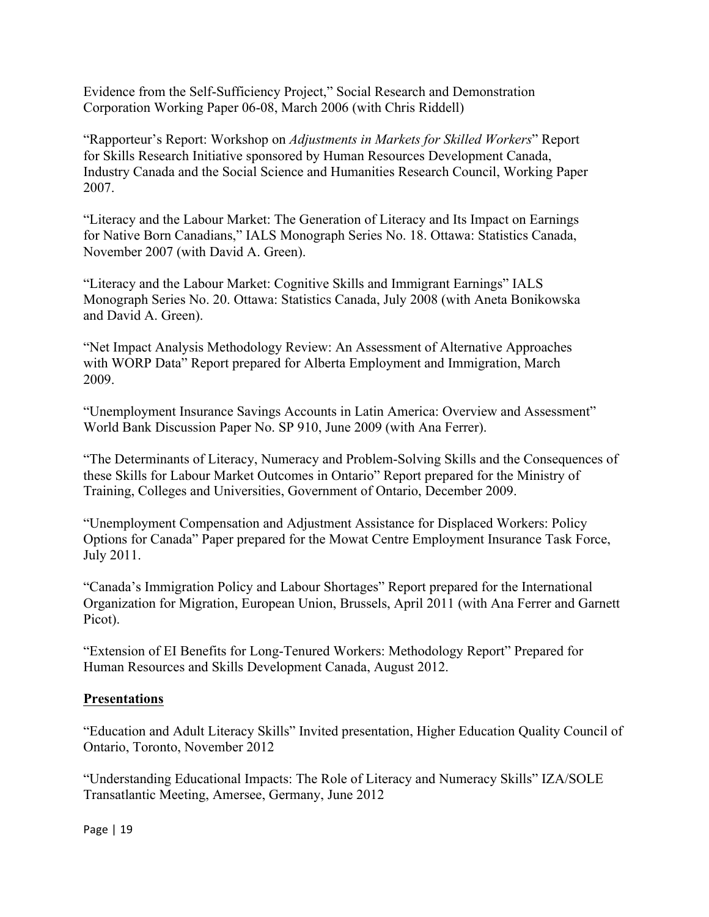Evidence from the Self-Sufficiency Project," Social Research and Demonstration Corporation Working Paper 06-08, March 2006 (with Chris Riddell)

"Rapporteur's Report: Workshop on *Adjustments in Markets for Skilled Workers*" Report for Skills Research Initiative sponsored by Human Resources Development Canada, Industry Canada and the Social Science and Humanities Research Council, Working Paper 2007.

"Literacy and the Labour Market: The Generation of Literacy and Its Impact on Earnings for Native Born Canadians," IALS Monograph Series No. 18. Ottawa: Statistics Canada, November 2007 (with David A. Green).

"Literacy and the Labour Market: Cognitive Skills and Immigrant Earnings" IALS Monograph Series No. 20. Ottawa: Statistics Canada, July 2008 (with Aneta Bonikowska and David A. Green).

"Net Impact Analysis Methodology Review: An Assessment of Alternative Approaches with WORP Data" Report prepared for Alberta Employment and Immigration, March 2009.

"Unemployment Insurance Savings Accounts in Latin America: Overview and Assessment" World Bank Discussion Paper No. SP 910, June 2009 (with Ana Ferrer).

"The Determinants of Literacy, Numeracy and Problem-Solving Skills and the Consequences of these Skills for Labour Market Outcomes in Ontario" Report prepared for the Ministry of Training, Colleges and Universities, Government of Ontario, December 2009.

"Unemployment Compensation and Adjustment Assistance for Displaced Workers: Policy Options for Canada" Paper prepared for the Mowat Centre Employment Insurance Task Force, July 2011.

"Canada's Immigration Policy and Labour Shortages" Report prepared for the International Organization for Migration, European Union, Brussels, April 2011 (with Ana Ferrer and Garnett Picot).

"Extension of EI Benefits for Long-Tenured Workers: Methodology Report" Prepared for Human Resources and Skills Development Canada, August 2012.

## Presentations

"Education and Adult Literacy Skills" Invited presentation, Higher Education Quality Council of Ontario, Toronto, November 2012

"Understanding Educational Impacts: The Role of Literacy and Numeracy Skills" IZA/SOLE Transatlantic Meeting, Amersee, Germany, June 2012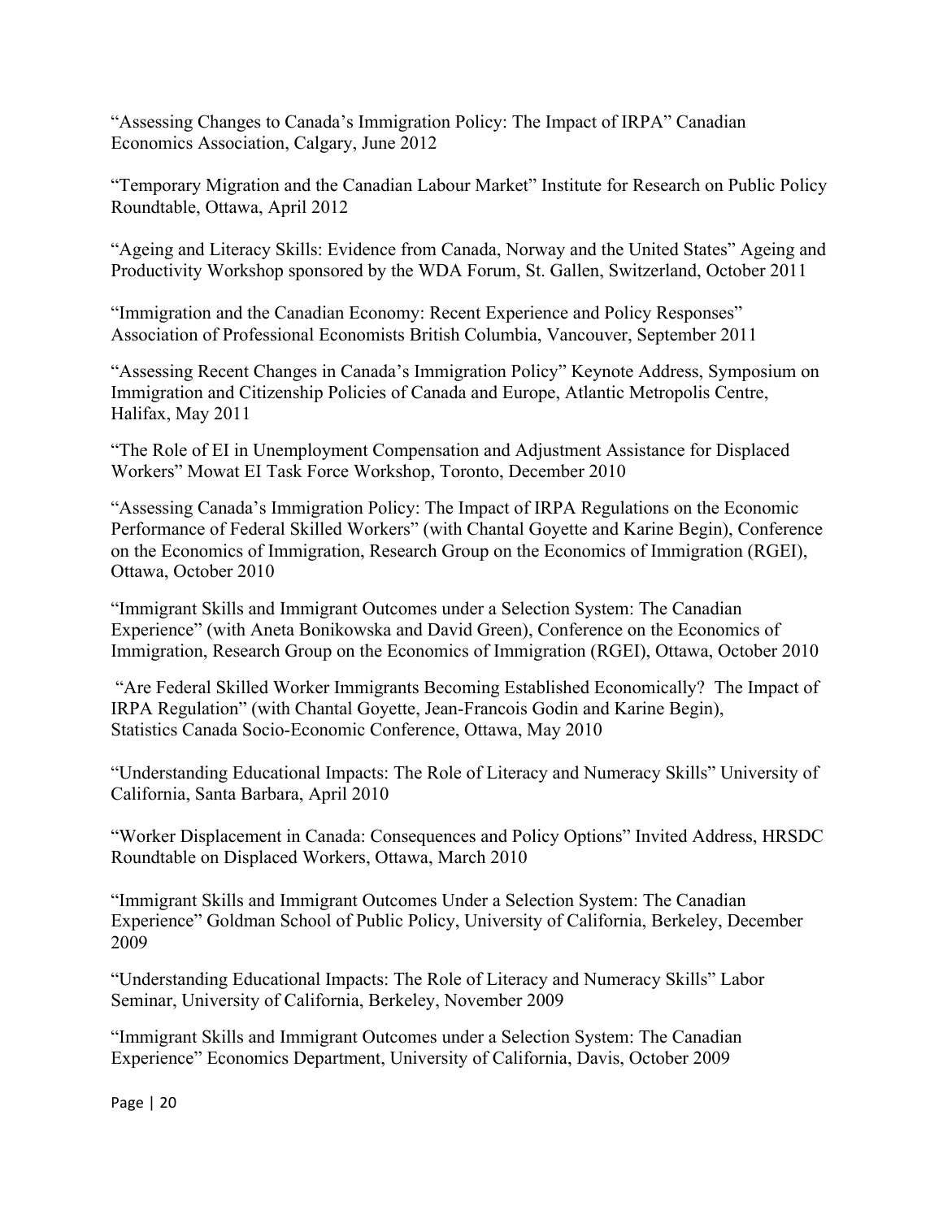"Assessing Changes to Canada's Immigration Policy: The Impact of IRPA" Canadian Economics Association, Calgary, June 2012

"Temporary Migration and the Canadian Labour Market" Institute for Research on Public Policy Roundtable, Ottawa, April 2012

"Ageing and Literacy Skills: Evidence from Canada, Norway and the United States" Ageing and Productivity Workshop sponsored by the WDA Forum, St. Gallen, Switzerland, October 2011

"Immigration and the Canadian Economy: Recent Experience and Policy Responses" Association of Professional Economists British Columbia, Vancouver, September 2011

"Assessing Recent Changes in Canada's Immigration Policy" Keynote Address, Symposium on Immigration and Citizenship Policies of Canada and Europe, Atlantic Metropolis Centre, Halifax, May 2011

"The Role of EI in Unemployment Compensation and Adjustment Assistance for Displaced Workers" Mowat EI Task Force Workshop, Toronto, December 2010

"Assessing Canada's Immigration Policy: The Impact of IRPA Regulations on the Economic Performance of Federal Skilled Workers" (with Chantal Goyette and Karine Begin), Conference on the Economics of Immigration, Research Group on the Economics of Immigration (RGEI), Ottawa, October 2010

"Immigrant Skills and Immigrant Outcomes under a Selection System: The Canadian Experience" (with Aneta Bonikowska and David Green), Conference on the Economics of Immigration, Research Group on the Economics of Immigration (RGEI), Ottawa, October 2010

"Are Federal Skilled Worker Immigrants Becoming Established Economically? The Impact of IRPA Regulation" (with Chantal Goyette, Jean-Francois Godin and Karine Begin), Statistics Canada Socio-Economic Conference, Ottawa, May 2010

"Understanding Educational Impacts: The Role of Literacy and Numeracy Skills" University of California, Santa Barbara, April 2010

"Worker Displacement in Canada: Consequences and Policy Options" Invited Address, HRSDC Roundtable on Displaced Workers, Ottawa, March 2010

"Immigrant Skills and Immigrant Outcomes Under a Selection System: The Canadian Experience" Goldman School of Public Policy, University of California, Berkeley, December 2009

"Understanding Educational Impacts: The Role of Literacy and Numeracy Skills" Labor Seminar, University of California, Berkeley, November 2009

"Immigrant Skills and Immigrant Outcomes under a Selection System: The Canadian Experience" Economics Department, University of California, Davis, October 2009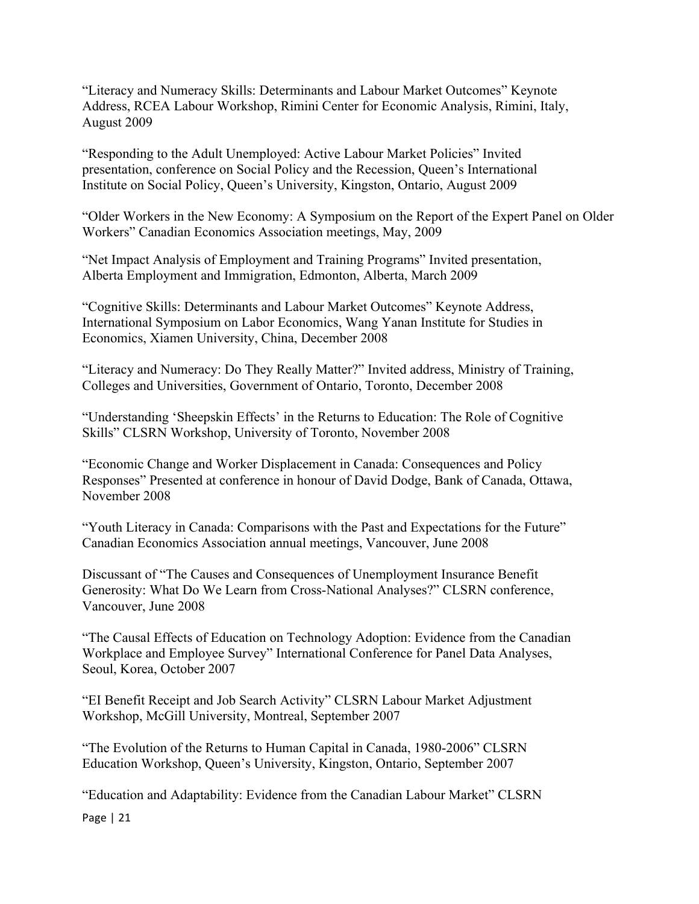"Literacy and Numeracy Skills: Determinants and Labour Market Outcomes" Keynote Address, RCEA Labour Workshop, Rimini Center for Economic Analysis, Rimini, Italy, August 2009

"Responding to the Adult Unemployed: Active Labour Market Policies" Invited presentation, conference on Social Policy and the Recession, Queen's International Institute on Social Policy, Queen's University, Kingston, Ontario, August 2009

"Older Workers in the New Economy: A Symposium on the Report of the Expert Panel on Older Workers" Canadian Economics Association meetings, May, 2009

"Net Impact Analysis of Employment and Training Programs" Invited presentation, Alberta Employment and Immigration, Edmonton, Alberta, March 2009

"Cognitive Skills: Determinants and Labour Market Outcomes" Keynote Address, International Symposium on Labor Economics, Wang Yanan Institute for Studies in Economics, Xiamen University, China, December 2008

"Literacy and Numeracy: Do They Really Matter?" Invited address, Ministry of Training, Colleges and Universities, Government of Ontario, Toronto, December 2008

"Understanding 'Sheepskin Effects' in the Returns to Education: The Role of Cognitive Skills" CLSRN Workshop, University of Toronto, November 2008

"Economic Change and Worker Displacement in Canada: Consequences and Policy Responses" Presented at conference in honour of David Dodge, Bank of Canada, Ottawa, November 2008

"Youth Literacy in Canada: Comparisons with the Past and Expectations for the Future" Canadian Economics Association annual meetings, Vancouver, June 2008

Discussant of "The Causes and Consequences of Unemployment Insurance Benefit Generosity: What Do We Learn from Cross-National Analyses?" CLSRN conference, Vancouver, June 2008

"The Causal Effects of Education on Technology Adoption: Evidence from the Canadian Workplace and Employee Survey" International Conference for Panel Data Analyses, Seoul, Korea, October 2007

"EI Benefit Receipt and Job Search Activity" CLSRN Labour Market Adjustment Workshop, McGill University, Montreal, September 2007

"The Evolution of the Returns to Human Capital in Canada, 1980-2006" CLSRN Education Workshop, Queen's University, Kingston, Ontario, September 2007

"Education and Adaptability: Evidence from the Canadian Labour Market" CLSRN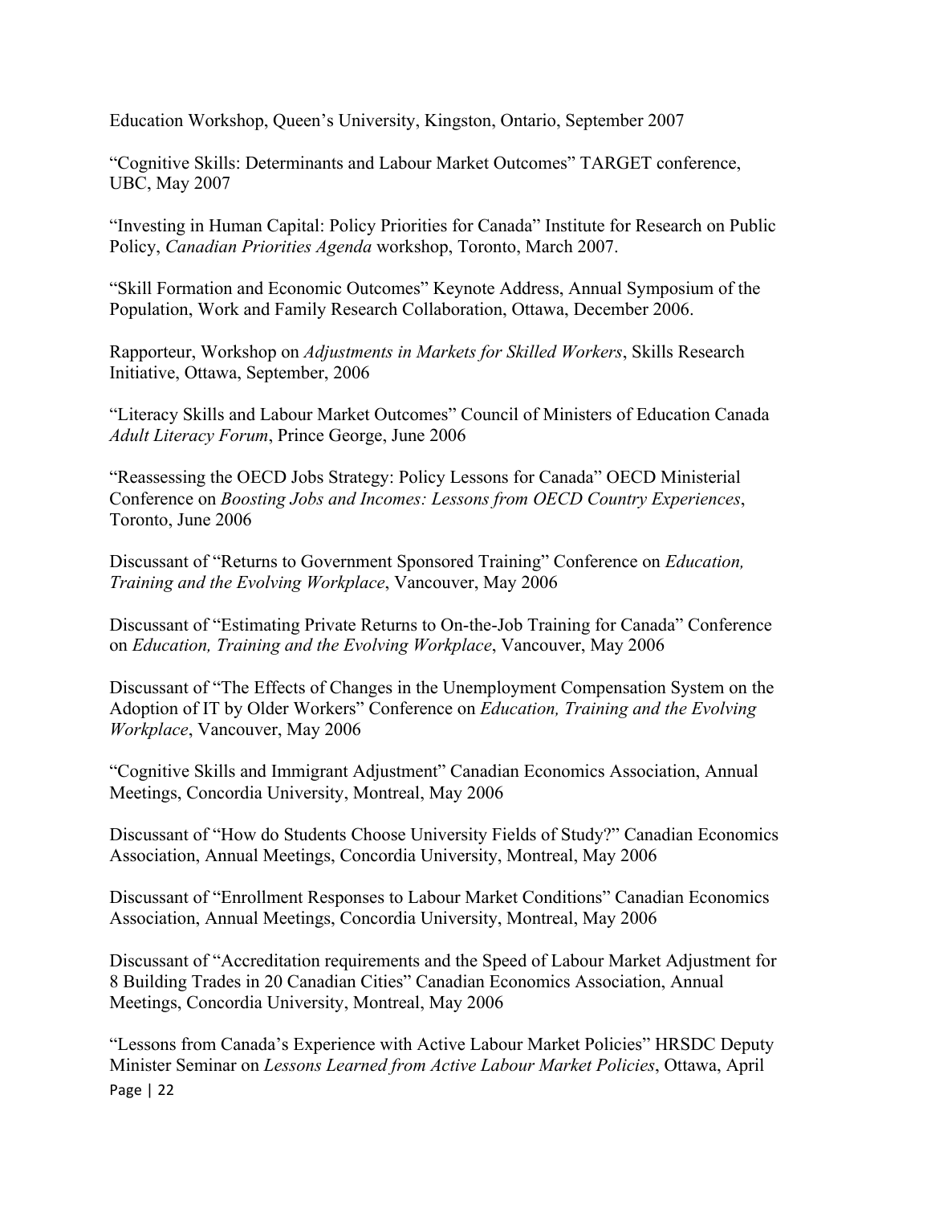Education Workshop, Queen's University, Kingston, Ontario, September 2007

"Cognitive Skills: Determinants and Labour Market Outcomes" TARGET conference, UBC, May 2007

"Investing in Human Capital: Policy Priorities for Canada" Institute for Research on Public Policy, *Canadian Priorities Agenda* workshop, Toronto, March 2007.

"Skill Formation and Economic Outcomes" Keynote Address, Annual Symposium of the Population, Work and Family Research Collaboration, Ottawa, December 2006.

Rapporteur, Workshop on *Adjustments in Markets for Skilled Workers*, Skills Research Initiative, Ottawa, September, 2006

"Literacy Skills and Labour Market Outcomes" Council of Ministers of Education Canada *Adult Literacy Forum*, Prince George, June 2006

"Reassessing the OECD Jobs Strategy: Policy Lessons for Canada" OECD Ministerial Conference on *Boosting Jobs and Incomes: Lessons from OECD Country Experiences*, Toronto, June 2006

Discussant of "Returns to Government Sponsored Training" Conference on *Education, Training and the Evolving Workplace*, Vancouver, May 2006

Discussant of "Estimating Private Returns to On-the-Job Training for Canada" Conference on *Education, Training and the Evolving Workplace*, Vancouver, May 2006

Discussant of "The Effects of Changes in the Unemployment Compensation System on the Adoption of IT by Older Workers" Conference on *Education, Training and the Evolving Workplace*, Vancouver, May 2006

"Cognitive Skills and Immigrant Adjustment" Canadian Economics Association, Annual Meetings, Concordia University, Montreal, May 2006

Discussant of "How do Students Choose University Fields of Study?" Canadian Economics Association, Annual Meetings, Concordia University, Montreal, May 2006

Discussant of "Enrollment Responses to Labour Market Conditions" Canadian Economics Association, Annual Meetings, Concordia University, Montreal, May 2006

Discussant of "Accreditation requirements and the Speed of Labour Market Adjustment for 8 Building Trades in 20 Canadian Cities" Canadian Economics Association, Annual Meetings, Concordia University, Montreal, May 2006

"Lessons from Canada's Experience with Active Labour Market Policies" HRSDC Deputy Minister Seminar on *Lessons Learned from Active Labour Market Policies*, Ottawa, April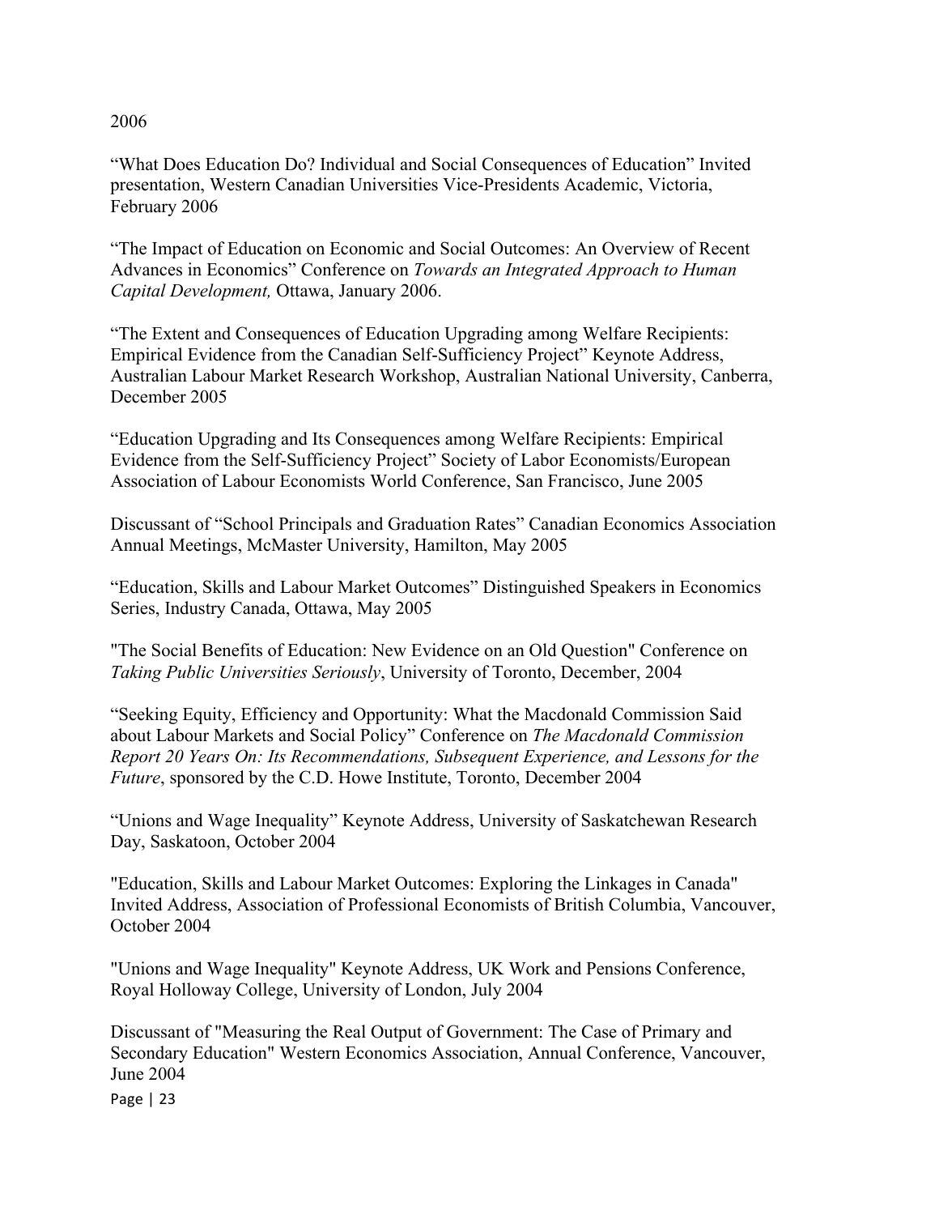2006

“What Does Education Do? Individual and Social Consequences of Education” Invited presentation, Western Canadian Universities Vice-Presidents Academic, Victoria, February 2006

“The Impact of Education on Economic and Social Outcomes: An Overview of Recent Advances in Economics” Conference on *Towards an Integrated Approach to Human Capital Development,* Ottawa, January 2006.

“The Extent and Consequences of Education Upgrading among Welfare Recipients: Empirical Evidence from the Canadian Self-Sufficiency Project” Keynote Address, Australian Labour Market Research Workshop, Australian National University, Canberra, December 2005

“Education Upgrading and Its Consequences among Welfare Recipients: Empirical Evidence from the Self-Sufficiency Project” Society of Labor Economists/European Association of Labour Economists World Conference, San Francisco, June 2005

Discussant of “School Principals and Graduation Rates” Canadian Economics Association Annual Meetings, McMaster University, Hamilton, May 2005

“Education, Skills and Labour Market Outcomes” Distinguished Speakers in Economics Series, Industry Canada, Ottawa, May 2005

"The Social Benefits of Education: New Evidence on an Old Question" Conference on *Taking Public Universities Seriously*, University of Toronto, December, 2004

“Seeking Equity, Efficiency and Opportunity: What the Macdonald Commission Said about Labour Markets and Social Policy” Conference on *The Macdonald Commission Report 20 Years On: Its Recommendations, Subsequent Experience, and Lessons for the Future*, sponsored by the C.D. Howe Institute, Toronto, December 2004

“Unions and Wage Inequality” Keynote Address, University of Saskatchewan Research Day, Saskatoon, October 2004

"Education, Skills and Labour Market Outcomes: Exploring the Linkages in Canada" Invited Address, Association of Professional Economists of British Columbia, Vancouver, October 2004

"Unions and Wage Inequality" Keynote Address, UK Work and Pensions Conference, Royal Holloway College, University of London, July 2004

Discussant of "Measuring the Real Output of Government: The Case of Primary and Secondary Education" Western Economics Association, Annual Conference, Vancouver, June 2004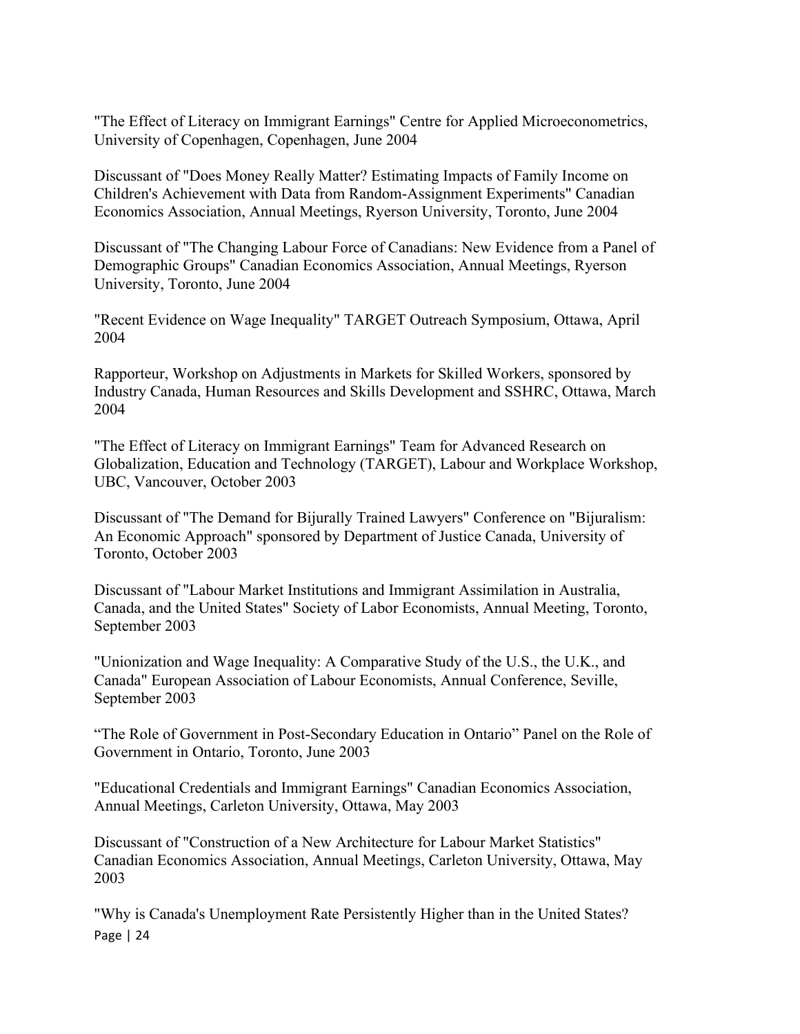"The Effect of Literacy on Immigrant Earnings" Centre for Applied Microeconometrics, University of Copenhagen, Copenhagen, June 2004

Discussant of "Does Money Really Matter? Estimating Impacts of Family Income on Children's Achievement with Data from Random-Assignment Experiments" Canadian Economics Association, Annual Meetings, Ryerson University, Toronto, June 2004

Discussant of "The Changing Labour Force of Canadians: New Evidence from a Panel of Demographic Groups" Canadian Economics Association, Annual Meetings, Ryerson University, Toronto, June 2004

"Recent Evidence on Wage Inequality" TARGET Outreach Symposium, Ottawa, April 2004

Rapporteur, Workshop on Adjustments in Markets for Skilled Workers, sponsored by Industry Canada, Human Resources and Skills Development and SSHRC, Ottawa, March 2004

"The Effect of Literacy on Immigrant Earnings" Team for Advanced Research on Globalization, Education and Technology (TARGET), Labour and Workplace Workshop, UBC, Vancouver, October 2003

Discussant of "The Demand for Bijurally Trained Lawyers" Conference on "Bijuralism: An Economic Approach" sponsored by Department of Justice Canada, University of Toronto, October 2003

Discussant of "Labour Market Institutions and Immigrant Assimilation in Australia, Canada, and the United States" Society of Labor Economists, Annual Meeting, Toronto, September 2003

"Unionization and Wage Inequality: A Comparative Study of the U.S., the U.K., and Canada" European Association of Labour Economists, Annual Conference, Seville, September 2003

"The Role of Government in Post-Secondary Education in Ontario" Panel on the Role of Government in Ontario, Toronto, June 2003

"Educational Credentials and Immigrant Earnings" Canadian Economics Association, Annual Meetings, Carleton University, Ottawa, May 2003

Discussant of "Construction of a New Architecture for Labour Market Statistics" Canadian Economics Association, Annual Meetings, Carleton University, Ottawa, May 2003

"Why is Canada's Unemployment Rate Persistently Higher than in the United States?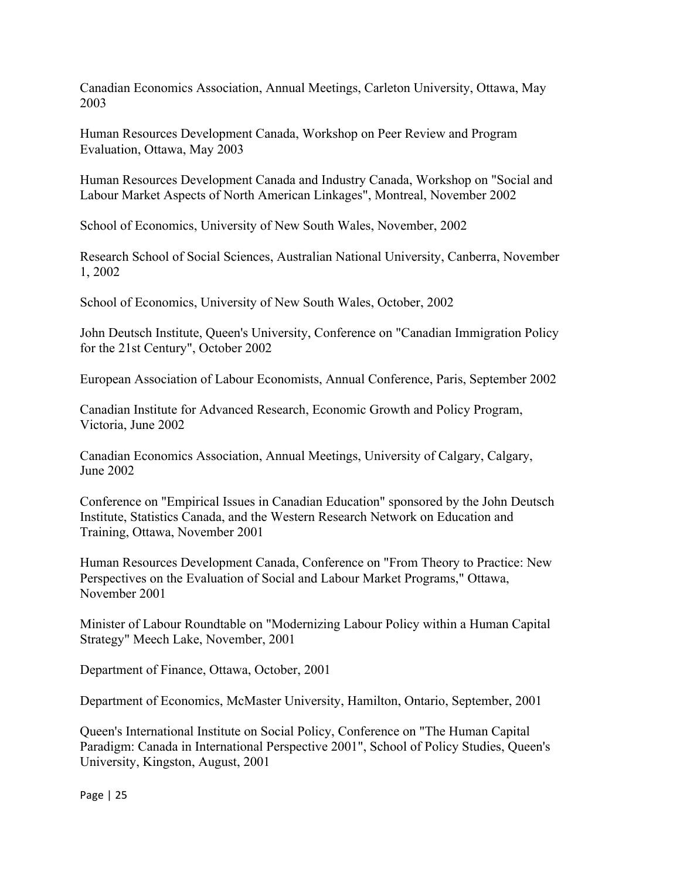Canadian Economics Association, Annual Meetings, Carleton University, Ottawa, May 2003

Human Resources Development Canada, Workshop on Peer Review and Program Evaluation, Ottawa, May 2003

Human Resources Development Canada and Industry Canada, Workshop on "Social and Labour Market Aspects of North American Linkages", Montreal, November 2002

School of Economics, University of New South Wales, November, 2002

Research School of Social Sciences, Australian National University, Canberra, November 1, 2002

School of Economics, University of New South Wales, October, 2002

John Deutsch Institute, Queen's University, Conference on "Canadian Immigration Policy for the 21st Century", October 2002

European Association of Labour Economists, Annual Conference, Paris, September 2002

Canadian Institute for Advanced Research, Economic Growth and Policy Program, Victoria, June 2002

Canadian Economics Association, Annual Meetings, University of Calgary, Calgary, June 2002

Conference on "Empirical Issues in Canadian Education" sponsored by the John Deutsch Institute, Statistics Canada, and the Western Research Network on Education and Training, Ottawa, November 2001

Human Resources Development Canada, Conference on "From Theory to Practice: New Perspectives on the Evaluation of Social and Labour Market Programs," Ottawa, November 2001

Minister of Labour Roundtable on "Modernizing Labour Policy within a Human Capital Strategy" Meech Lake, November, 2001

Department of Finance, Ottawa, October, 2001

Department of Economics, McMaster University, Hamilton, Ontario, September, 2001

Queen's International Institute on Social Policy, Conference on "The Human Capital Paradigm: Canada in International Perspective 2001", School of Policy Studies, Queen's University, Kingston, August, 2001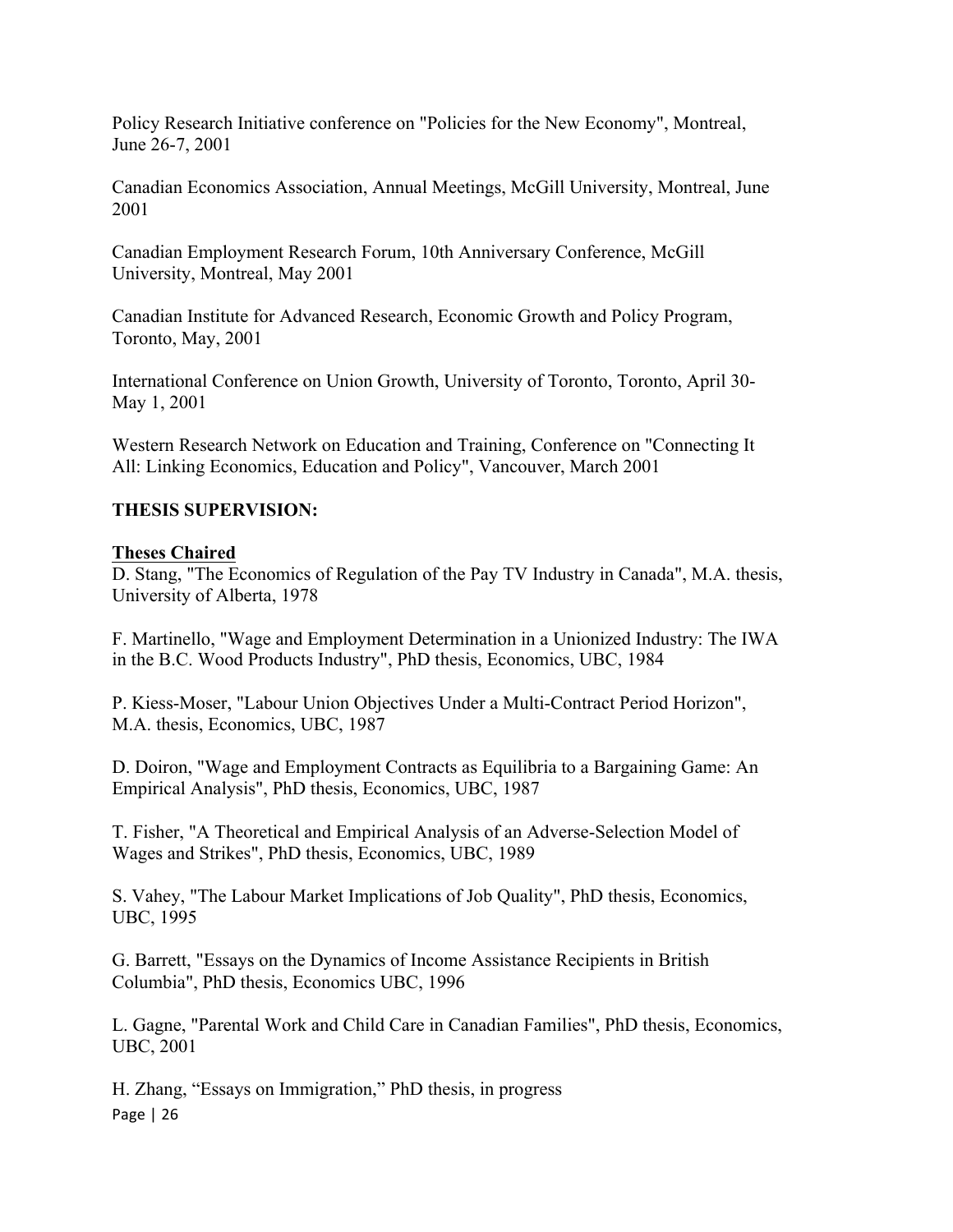Policy Research Initiative conference on "Policies for the New Economy", Montreal, June 26-7, 2001

Canadian Economics Association, Annual Meetings, McGill University, Montreal, June 2001

Canadian Employment Research Forum, 10th Anniversary Conference, McGill University, Montreal, May 2001

Canadian Institute for Advanced Research, Economic Growth and Policy Program, Toronto, May, 2001

International Conference on Union Growth, University of Toronto, Toronto, April 30-May 1, 2001

Western Research Network on Education and Training, Conference on "Connecting It All: Linking Economics, Education and Policy", Vancouver, March 2001

**THESIS SUPERVISION:**

**Theses Chaired**

D. Stang, "The Economics of Regulation of the Pay TV Industry in Canada", M.A. thesis, University of Alberta, 1978

F. Martinello, "Wage and Employment Determination in a Unionized Industry: The IWA in the B.C. Wood Products Industry", PhD thesis, Economics, UBC, 1984

P. Kiess-Moser, "Labour Union Objectives Under a Multi-Contract Period Horizon", M.A. thesis, Economics, UBC, 1987

D. Doiron, "Wage and Employment Contracts as Equilibria to a Bargaining Game: An Empirical Analysis", PhD thesis, Economics, UBC, 1987

T. Fisher, "A Theoretical and Empirical Analysis of an Adverse-Selection Model of Wages and Strikes", PhD thesis, Economics, UBC, 1989

S. Vahey, "The Labour Market Implications of Job Quality", PhD thesis, Economics, UBC, 1995

G. Barrett, "Essays on the Dynamics of Income Assistance Recipients in British Columbia", PhD thesis, Economics UBC, 1996

L. Gagne, "Parental Work and Child Care in Canadian Families", PhD thesis, Economics, UBC, 2001

H. Zhang, "Essays on Immigration," PhD thesis, in progress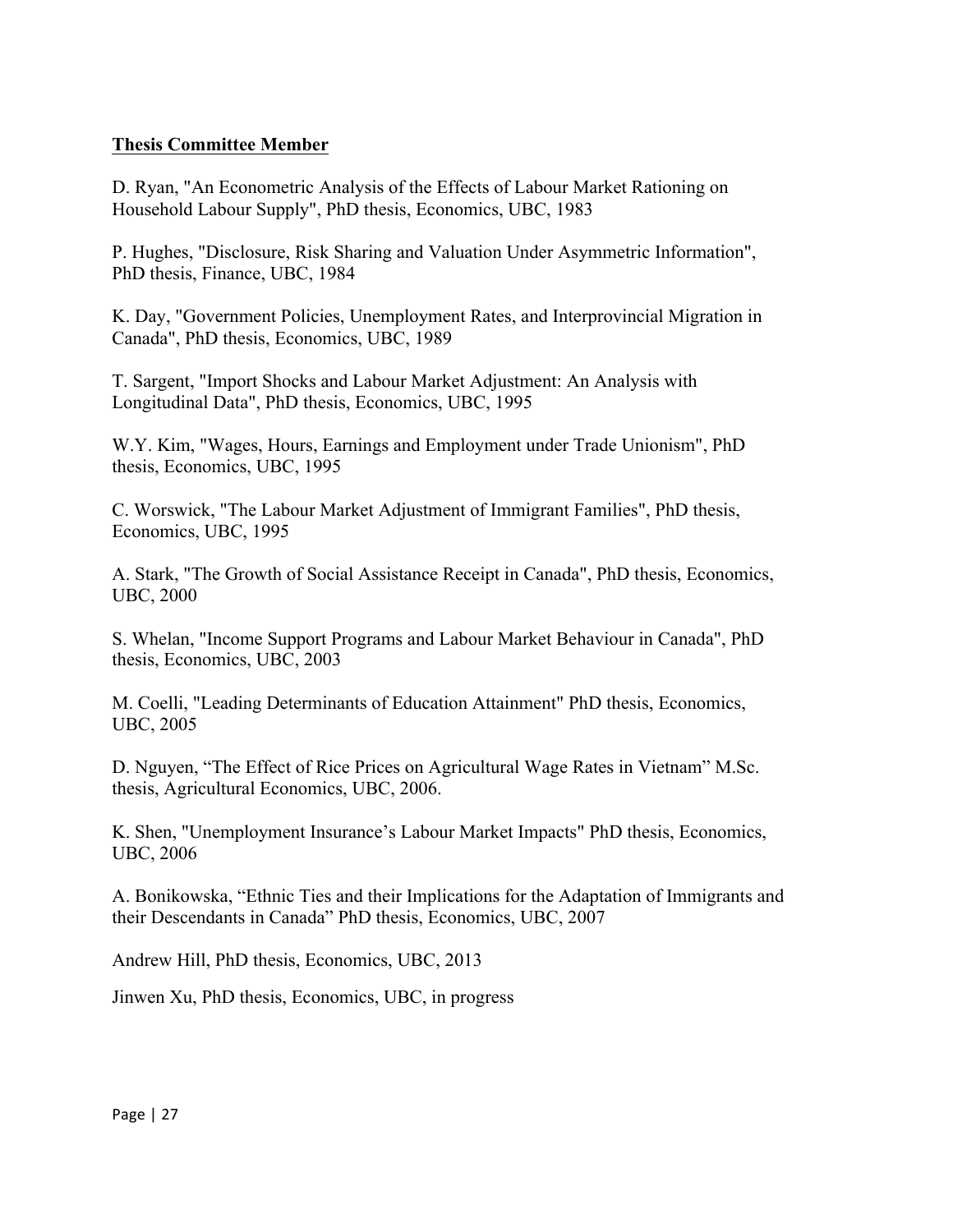**Thesis Committee Member**

D. Ryan, "An Econometric Analysis of the Effects of Labour Market Rationing on Household Labour Supply", PhD thesis, Economics, UBC, 1983

P. Hughes, "Disclosure, Risk Sharing and Valuation Under Asymmetric Information", PhD thesis, Finance, UBC, 1984

K. Day, "Government Policies, Unemployment Rates, and Interprovincial Migration in Canada", PhD thesis, Economics, UBC, 1989

T. Sargent, "Import Shocks and Labour Market Adjustment: An Analysis with Longitudinal Data", PhD thesis, Economics, UBC, 1995

W.Y. Kim, "Wages, Hours, Earnings and Employment under Trade Unionism", PhD thesis, Economics, UBC, 1995

C. Worswick, "The Labour Market Adjustment of Immigrant Families", PhD thesis, Economics, UBC, 1995

A. Stark, "The Growth of Social Assistance Receipt in Canada", PhD thesis, Economics, UBC, 2000

S. Whelan, "Income Support Programs and Labour Market Behaviour in Canada", PhD thesis, Economics, UBC, 2003

M. Coelli, "Leading Determinants of Education Attainment" PhD thesis, Economics, UBC, 2005

D. Nguyen, "The Effect of Rice Prices on Agricultural Wage Rates in Vietnam" M.Sc. thesis, Agricultural Economics, UBC, 2006.

K. Shen, "Unemployment Insurance's Labour Market Impacts" PhD thesis, Economics, UBC, 2006

A. Bonikowska, "Ethnic Ties and their Implications for the Adaptation of Immigrants and their Descendants in Canada" PhD thesis, Economics, UBC, 2007

Andrew Hill, PhD thesis, Economics, UBC, 2013

Jinwen Xu, PhD thesis, Economics, UBC, in progress